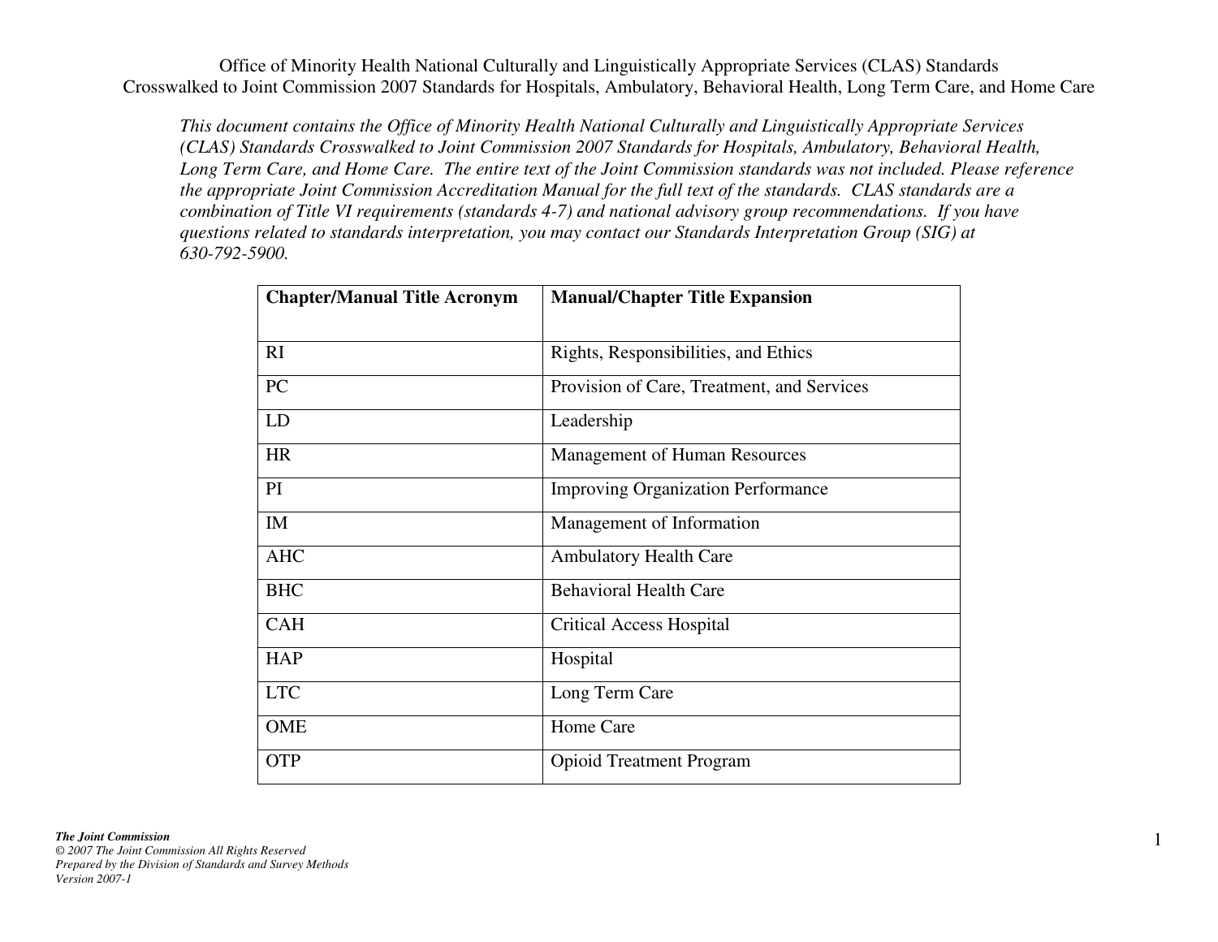# Office of Minority Health National Culturally and Linguistically Appropriate Services (CLAS) Standards Crosswalked to Joint Commission 2007 Standards for Hospitals, Ambulatory, Behavioral Health, Long Term Care, and Home Care

*This document contains the Office of Minority Health National Culturally and Linguistically Appropriate Services (CLAS) Standards Crosswalked to Joint Commission 2007 Standards for Hospitals, Ambulatory, Behavioral Health, Long Term Care, and Home Care. The entire text of the Joint Commission standards was not included. Please reference the appropriate Joint Commission Accreditation Manual for the full text of the standards. CLAS standards are a combination of Title VI requirements (standards 4-7) and national advisory group recommendations. If you have questions related to standards interpretation, you may contact our Standards Interpretation Group (SIG) at 630-792-5900.*

| Chapter/Manual Title Acronym | Manual/Chapter Title Expansion |
|---|---|
| RI | Rights, Responsibilities, and Ethics |
| PC | Provision of Care, Treatment, and Services |
| LD | Leadership |
| HR | Management of Human Resources |
| PI | Improving Organization Performance |
| IM | Management of Information |
| AHC | Ambulatory Health Care |
| BHC | Behavioral Health Care |
| CAH | Critical Access Hospital |
| HAP | Hospital |
| LTC | Long Term Care |
| OME | Home Care |
| OTP | Opioid Treatment Program |

*The Joint Commission*
*© 2007 The Joint Commission All Rights Reserved*
*Prepared by the Division of Standards and Survey Methods*
*Version 2007-1*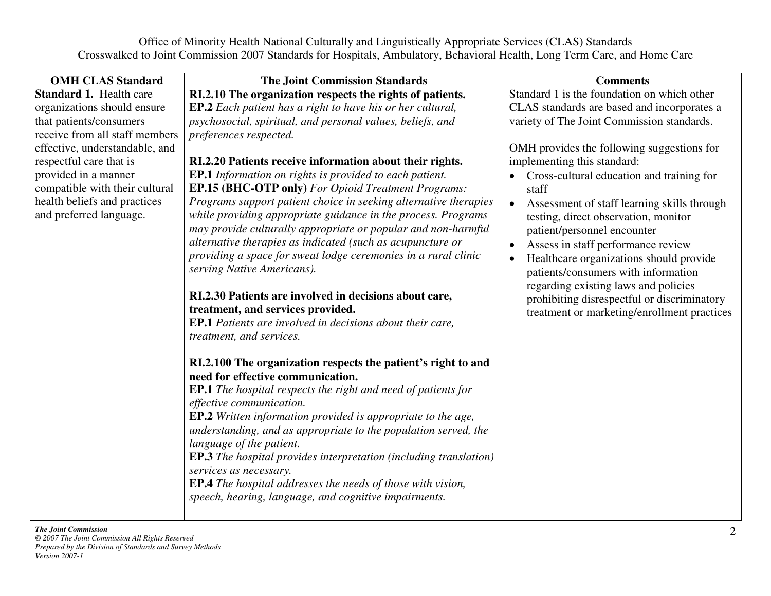Office of Minority Health National Culturally and Linguistically Appropriate Services (CLAS) Standards
Crosswalked to Joint Commission 2007 Standards for Hospitals, Ambulatory, Behavioral Health, Long Term Care, and Home Care

| OMH CLAS Standard | The Joint Commission Standards | Comments |
|---|---|---|
| **Standard 1.** Health care organizations should ensure that patients/consumers receive from all staff members effective, understandable, and respectful care that is provided in a manner compatible with their cultural health beliefs and practices and preferred language. | **RI.2.10 The organization respects the rights of patients.**<br>**EP.2** *Each patient has a right to have his or her cultural, psychosocial, spiritual, and personal values, beliefs, and preferences respected.*<br><br>**RI.2.20 Patients receive information about their rights.**<br>**EP.1** *Information on rights is provided to each patient.*<br>**EP.15 (BHC-OTP only)** *For Opioid Treatment Programs: Programs support patient choice in seeking alternative therapies while providing appropriate guidance in the process. Programs may provide culturally appropriate or popular and non-harmful alternative therapies as indicated (such as acupuncture or providing a space for sweat lodge ceremonies in a rural clinic serving Native Americans).*<br><br>**RI.2.30 Patients are involved in decisions about care, treatment, and services provided.**<br>**EP.1** *Patients are involved in decisions about their care, treatment, and services.*<br><br>**RI.2.100 The organization respects the patient's right to and need for effective communication.**<br>**EP.1** *The hospital respects the right and need of patients for effective communication.*<br>**EP.2** *Written information provided is appropriate to the age, understanding, and as appropriate to the population served, the language of the patient.*<br>**EP.3** *The hospital provides interpretation (including translation) services as necessary.*<br>**EP.4** *The hospital addresses the needs of those with vision, speech, hearing, language, and cognitive impairments.* | Standard 1 is the foundation on which other CLAS standards are based and incorporates a variety of The Joint Commission standards.<br><br>OMH provides the following suggestions for implementing this standard:<br>• Cross-cultural education and training for staff<br>• Assessment of staff learning skills through testing, direct observation, monitor patient/personnel encounter<br>• Assess in staff performance review<br>• Healthcare organizations should provide patients/consumers with information regarding existing laws and policies prohibiting disrespectful or discriminatory treatment or marketing/enrollment practices |

*The Joint Commission*
*© 2007 The Joint Commission All Rights Reserved*
*Prepared by the Division of Standards and Survey Methods*
*Version 2007-1*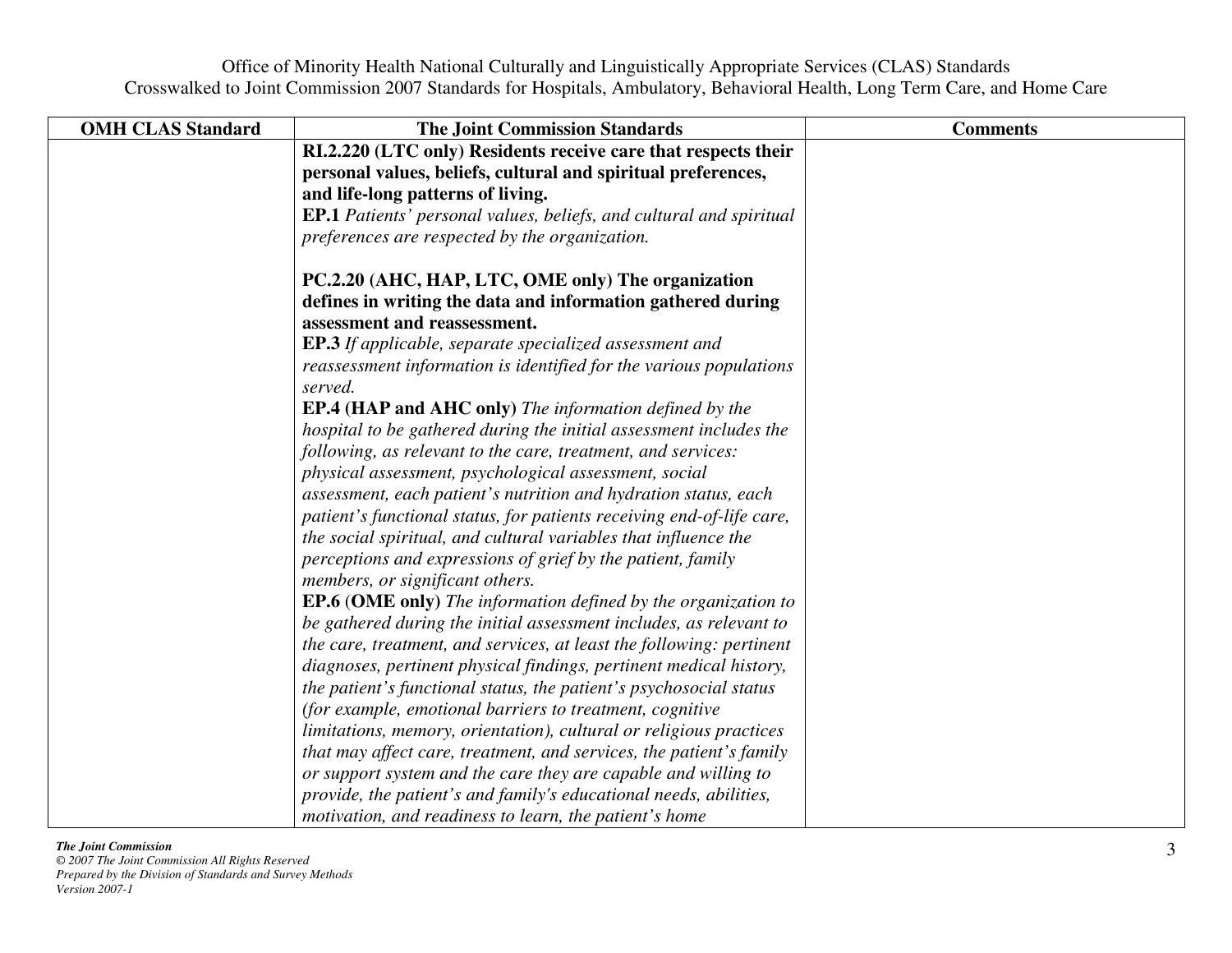| OMH CLAS Standard | The Joint Commission Standards | Comments |
| --- | --- | --- |
| | **RI.2.220 (LTC only) Residents receive care that respects their personal values, beliefs, cultural and spiritual preferences, and life-long patterns of living.**<br>**EP.1** *Patients' personal values, beliefs, and cultural and spiritual preferences are respected by the organization.*<br><br>**PC.2.20 (AHC, HAP, LTC, OME only) The organization defines in writing the data and information gathered during assessment and reassessment.**<br>**EP.3** *If applicable, separate specialized assessment and reassessment information is identified for the various populations served.*<br>**EP.4 (HAP and AHC only)** *The information defined by the hospital to be gathered during the initial assessment includes the following, as relevant to the care, treatment, and services: physical assessment, psychological assessment, social assessment, each patient's nutrition and hydration status, each patient's functional status, for patients receiving end-of-life care, the social spiritual, and cultural variables that influence the perceptions and expressions of grief by the patient, family members, or significant others.*<br>**EP.6 (OME only)** *The information defined by the organization to be gathered during the initial assessment includes, as relevant to the care, treatment, and services, at least the following: pertinent diagnoses, pertinent physical findings, pertinent medical history, the patient's functional status, the patient's psychosocial status (for example, emotional barriers to treatment, cognitive limitations, memory, orientation), cultural or religious practices that may affect care, treatment, and services, the patient's family or support system and the care they are capable and willing to provide, the patient's and family's educational needs, abilities, motivation, and readiness to learn, the patient's home* | |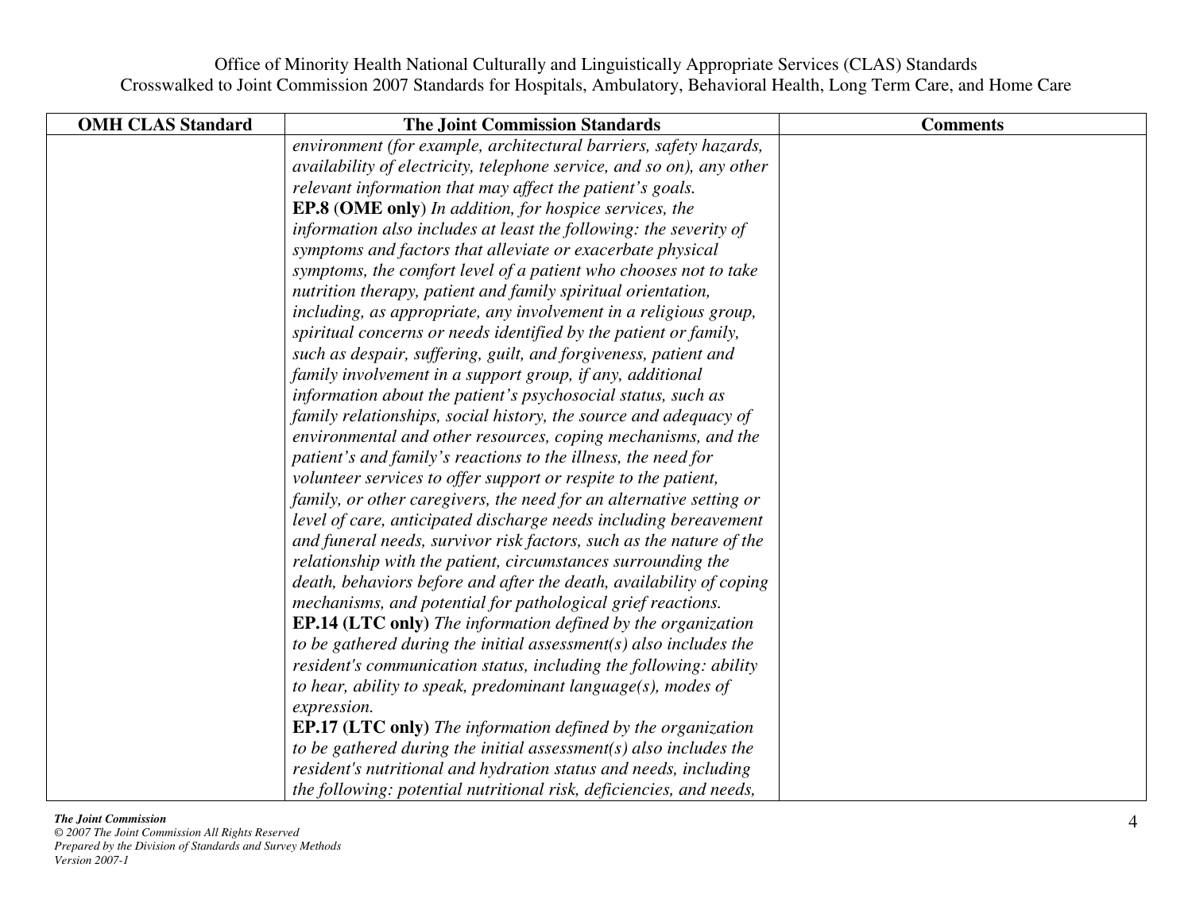| OMH CLAS Standard | The Joint Commission Standards | Comments |
|---|---|---|
| | *environment (for example, architectural barriers, safety hazards, availability of electricity, telephone service, and so on), any other relevant information that may affect the patient's goals.*<br>**EP.8** (**OME only**) *In addition, for hospice services, the information also includes at least the following: the severity of symptoms and factors that alleviate or exacerbate physical symptoms, the comfort level of a patient who chooses not to take nutrition therapy, patient and family spiritual orientation, including, as appropriate, any involvement in a religious group, spiritual concerns or needs identified by the patient or family, such as despair, suffering, guilt, and forgiveness, patient and family involvement in a support group, if any, additional information about the patient's psychosocial status, such as family relationships, social history, the source and adequacy of environmental and other resources, coping mechanisms, and the patient's and family's reactions to the illness, the need for volunteer services to offer support or respite to the patient, family, or other caregivers, the need for an alternative setting or level of care, anticipated discharge needs including bereavement and funeral needs, survivor risk factors, such as the nature of the relationship with the patient, circumstances surrounding the death, behaviors before and after the death, availability of coping mechanisms, and potential for pathological grief reactions.*<br>**EP.14 (LTC only)** *The information defined by the organization to be gathered during the initial assessment(s) also includes the resident's communication status, including the following: ability to hear, ability to speak, predominant language(s), modes of expression.*<br>**EP.17 (LTC only)** *The information defined by the organization to be gathered during the initial assessment(s) also includes the resident's nutritional and hydration status and needs, including the following: potential nutritional risk, deficiencies, and needs,* | |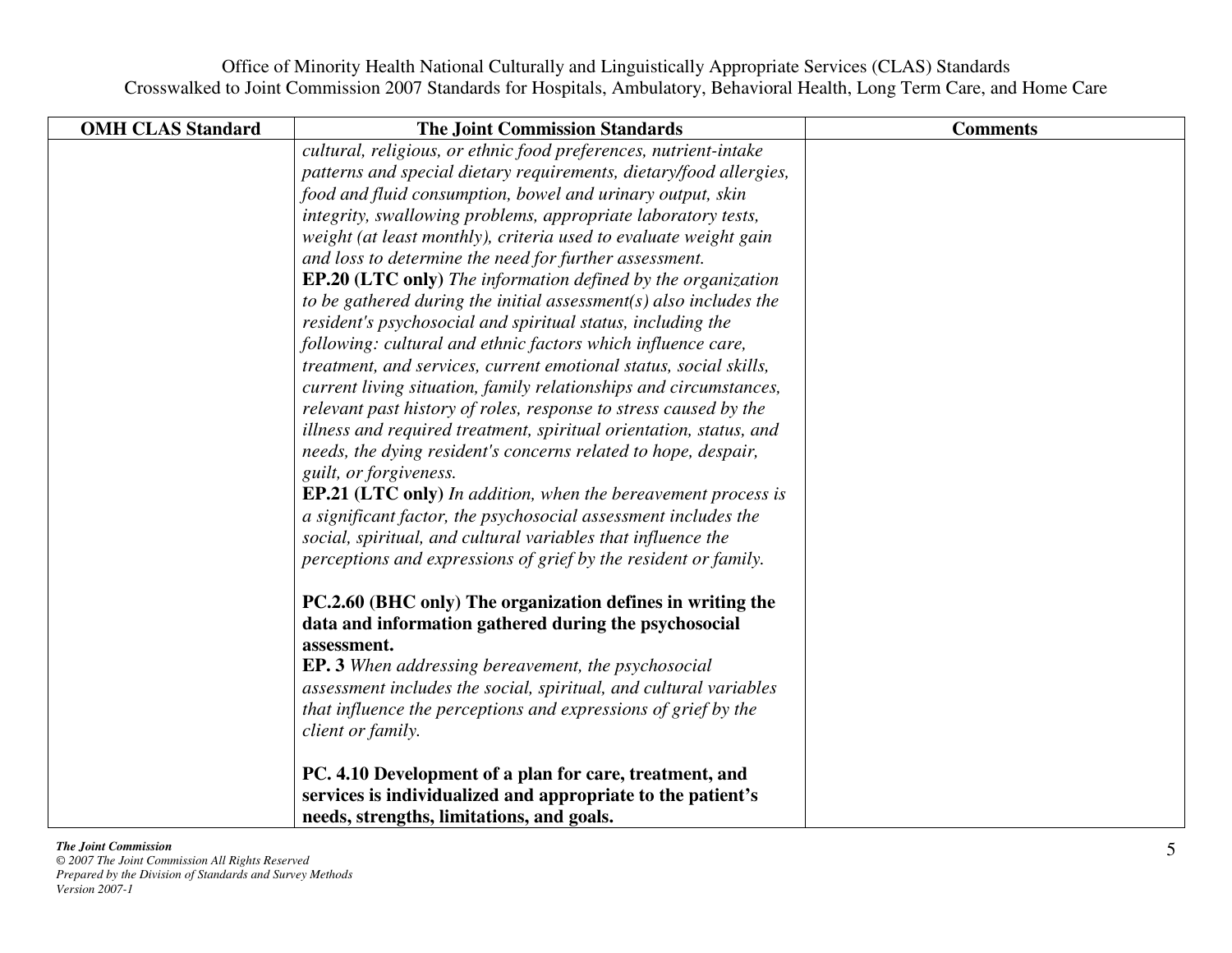| OMH CLAS Standard | The Joint Commission Standards | Comments |
|---|---|---|
| | *cultural, religious, or ethnic food preferences, nutrient-intake patterns and special dietary requirements, dietary/food allergies, food and fluid consumption, bowel and urinary output, skin integrity, swallowing problems, appropriate laboratory tests, weight (at least monthly), criteria used to evaluate weight gain and loss to determine the need for further assessment.*<br>**EP.20 (LTC only)** *The information defined by the organization to be gathered during the initial assessment(s) also includes the resident's psychosocial and spiritual status, including the following: cultural and ethnic factors which influence care, treatment, and services, current emotional status, social skills, current living situation, family relationships and circumstances, relevant past history of roles, response to stress caused by the illness and required treatment, spiritual orientation, status, and needs, the dying resident's concerns related to hope, despair, guilt, or forgiveness.*<br>**EP.21 (LTC only)** *In addition, when the bereavement process is a significant factor, the psychosocial assessment includes the social, spiritual, and cultural variables that influence the perceptions and expressions of grief by the resident or family.*<br><br>**PC.2.60 (BHC only) The organization defines in writing the data and information gathered during the psychosocial assessment.**<br>**EP. 3** *When addressing bereavement, the psychosocial assessment includes the social, spiritual, and cultural variables that influence the perceptions and expressions of grief by the client or family.*<br><br>**PC. 4.10 Development of a plan for care, treatment, and services is individualized and appropriate to the patient's needs, strengths, limitations, and goals.** | |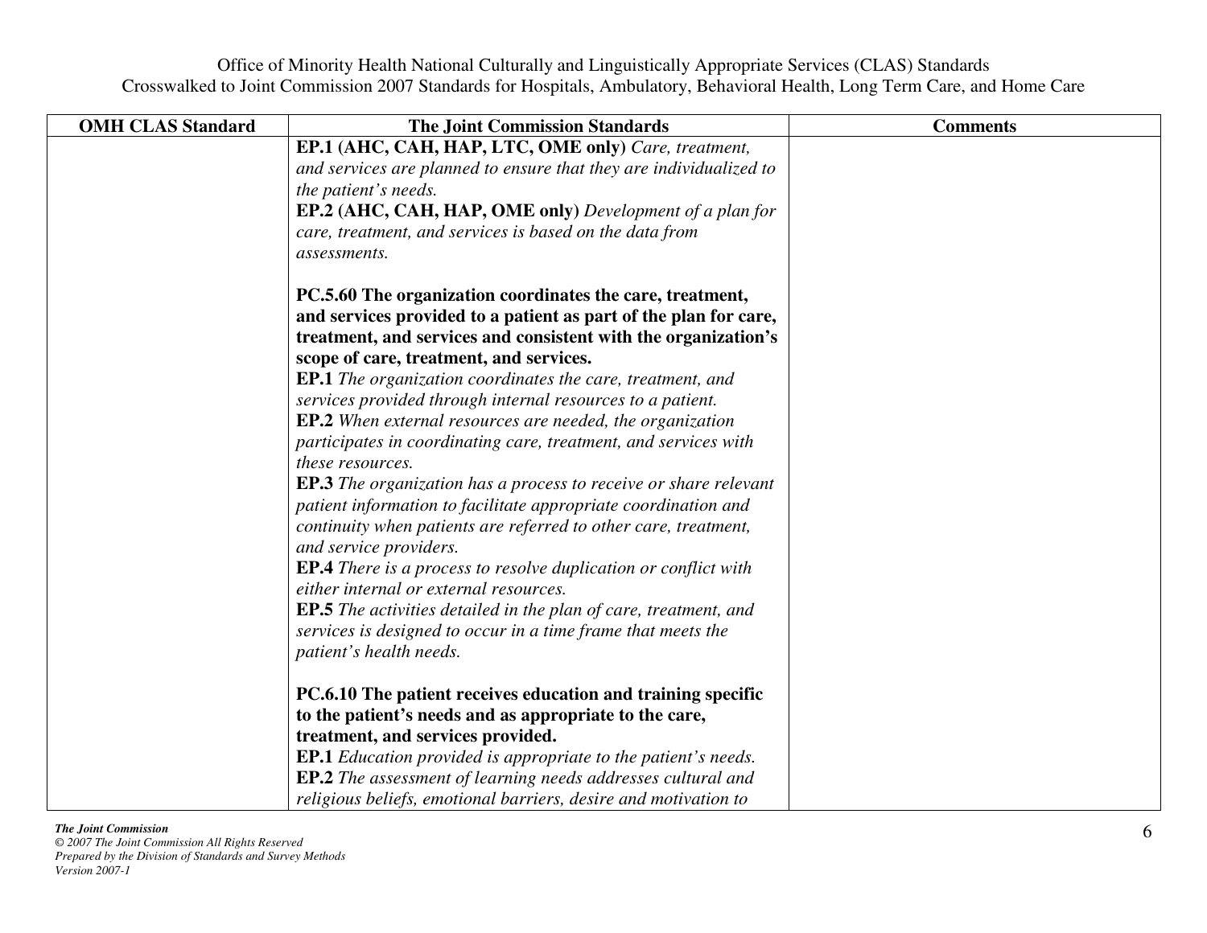| OMH CLAS Standard | The Joint Commission Standards | Comments |
|---|---|---|
| | **EP.1 (AHC, CAH, HAP, LTC, OME only)** *Care, treatment, and services are planned to ensure that they are individualized to the patient's needs.*<br>**EP.2 (AHC, CAH, HAP, OME only)** *Development of a plan for care, treatment, and services is based on the data from assessments.*<br><br>**PC.5.60 The organization coordinates the care, treatment, and services provided to a patient as part of the plan for care, treatment, and services and consistent with the organization's scope of care, treatment, and services.**<br>**EP.1** *The organization coordinates the care, treatment, and services provided through internal resources to a patient.*<br>**EP.2** *When external resources are needed, the organization participates in coordinating care, treatment, and services with these resources.*<br>**EP.3** *The organization has a process to receive or share relevant patient information to facilitate appropriate coordination and continuity when patients are referred to other care, treatment, and service providers.*<br>**EP.4** *There is a process to resolve duplication or conflict with either internal or external resources.*<br>**EP.5** *The activities detailed in the plan of care, treatment, and services is designed to occur in a time frame that meets the patient's health needs.*<br><br>**PC.6.10 The patient receives education and training specific to the patient's needs and as appropriate to the care, treatment, and services provided.**<br>**EP.1** *Education provided is appropriate to the patient's needs.*<br>**EP.2** *The assessment of learning needs addresses cultural and religious beliefs, emotional barriers, desire and motivation to* | |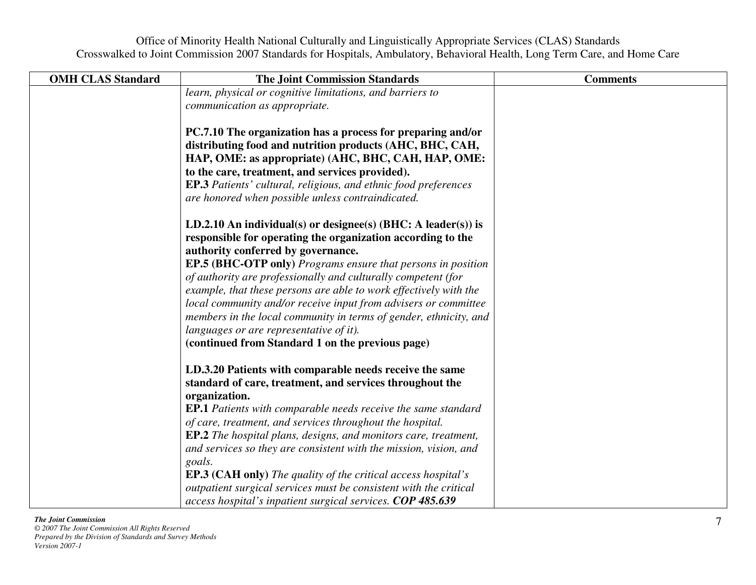| OMH CLAS Standard | The Joint Commission Standards | Comments |
|---|---|---|
| | *learn, physical or cognitive limitations, and barriers to communication as appropriate.*<br><br>**PC.7.10 The organization has a process for preparing and/or distributing food and nutrition products (AHC, BHC, CAH, HAP, OME: as appropriate) (AHC, BHC, CAH, HAP, OME: to the care, treatment, and services provided).**<br>**EP.3** *Patients' cultural, religious, and ethnic food preferences are honored when possible unless contraindicated.*<br><br>**LD.2.10 An individual(s) or designee(s) (BHC: A leader(s)) is responsible for operating the organization according to the authority conferred by governance.**<br>**EP.5 (BHC-OTP only)** *Programs ensure that persons in position of authority are professionally and culturally competent (for example, that these persons are able to work effectively with the local community and/or receive input from advisers or committee members in the local community in terms of gender, ethnicity, and languages or are representative of it).*<br>**(continued from Standard 1 on the previous page)**<br><br>**LD.3.20 Patients with comparable needs receive the same standard of care, treatment, and services throughout the organization.**<br>**EP.1** *Patients with comparable needs receive the same standard of care, treatment, and services throughout the hospital.*<br>**EP.2** *The hospital plans, designs, and monitors care, treatment, and services so they are consistent with the mission, vision, and goals.*<br>**EP.3 (CAH only)** *The quality of the critical access hospital's outpatient surgical services must be consistent with the critical access hospital's inpatient surgical services.* ***COP 485.639*** | |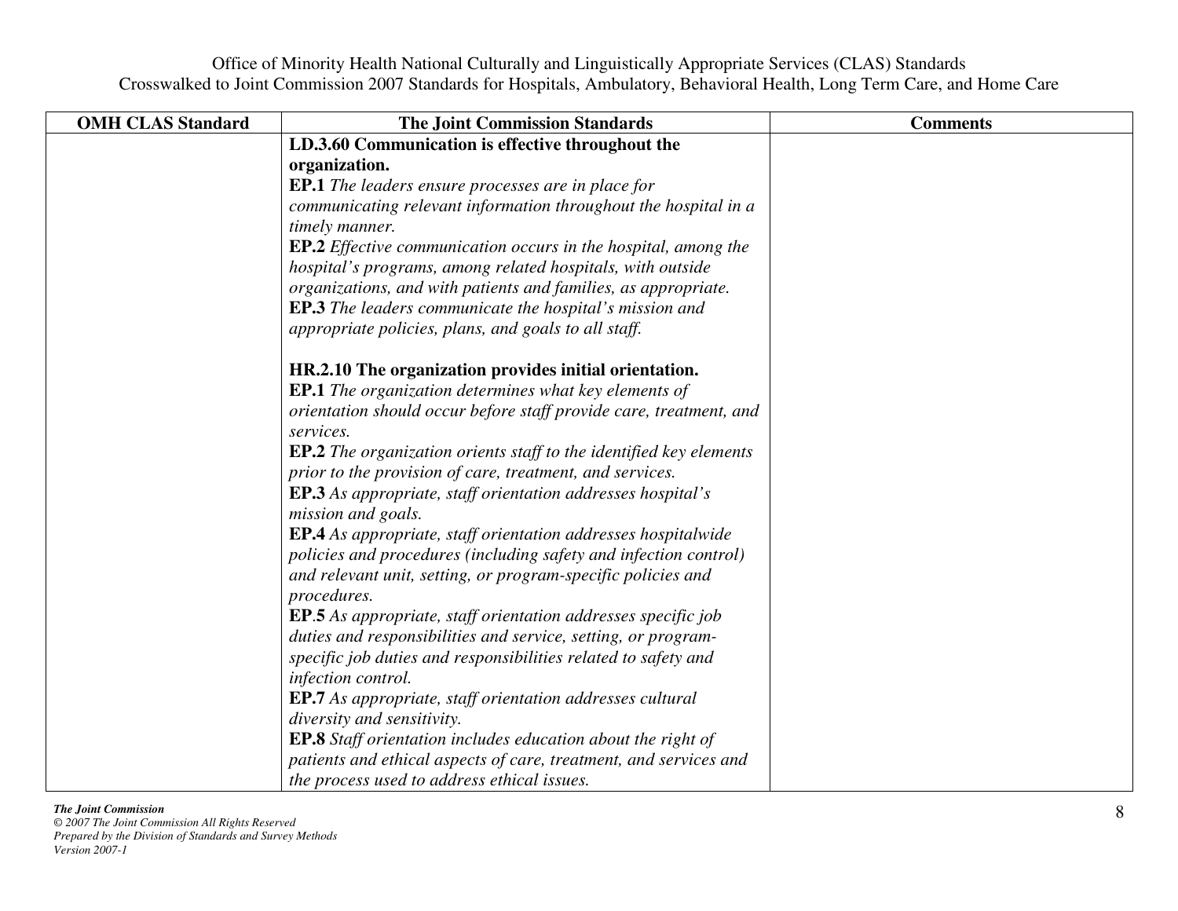| OMH CLAS Standard | The Joint Commission Standards | Comments |
|---|---|---|
| | **LD.3.60 Communication is effective throughout the organization.**<br>**EP.1** *The leaders ensure processes are in place for communicating relevant information throughout the hospital in a timely manner.*<br>**EP.2** *Effective communication occurs in the hospital, among the hospital's programs, among related hospitals, with outside organizations, and with patients and families, as appropriate.*<br>**EP.3** *The leaders communicate the hospital's mission and appropriate policies, plans, and goals to all staff.*<br><br>**HR.2.10 The organization provides initial orientation.**<br>**EP.1** *The organization determines what key elements of orientation should occur before staff provide care, treatment, and services.*<br>**EP.2** *The organization orients staff to the identified key elements prior to the provision of care, treatment, and services.*<br>**EP.3** *As appropriate, staff orientation addresses hospital's mission and goals.*<br>**EP.4** *As appropriate, staff orientation addresses hospitalwide policies and procedures (including safety and infection control) and relevant unit, setting, or program-specific policies and procedures.*<br>**EP.5** *As appropriate, staff orientation addresses specific job duties and responsibilities and service, setting, or program-specific job duties and responsibilities related to safety and infection control.*<br>**EP.7** *As appropriate, staff orientation addresses cultural diversity and sensitivity.*<br>**EP.8** *Staff orientation includes education about the right of patients and ethical aspects of care, treatment, and services and the process used to address ethical issues.* | |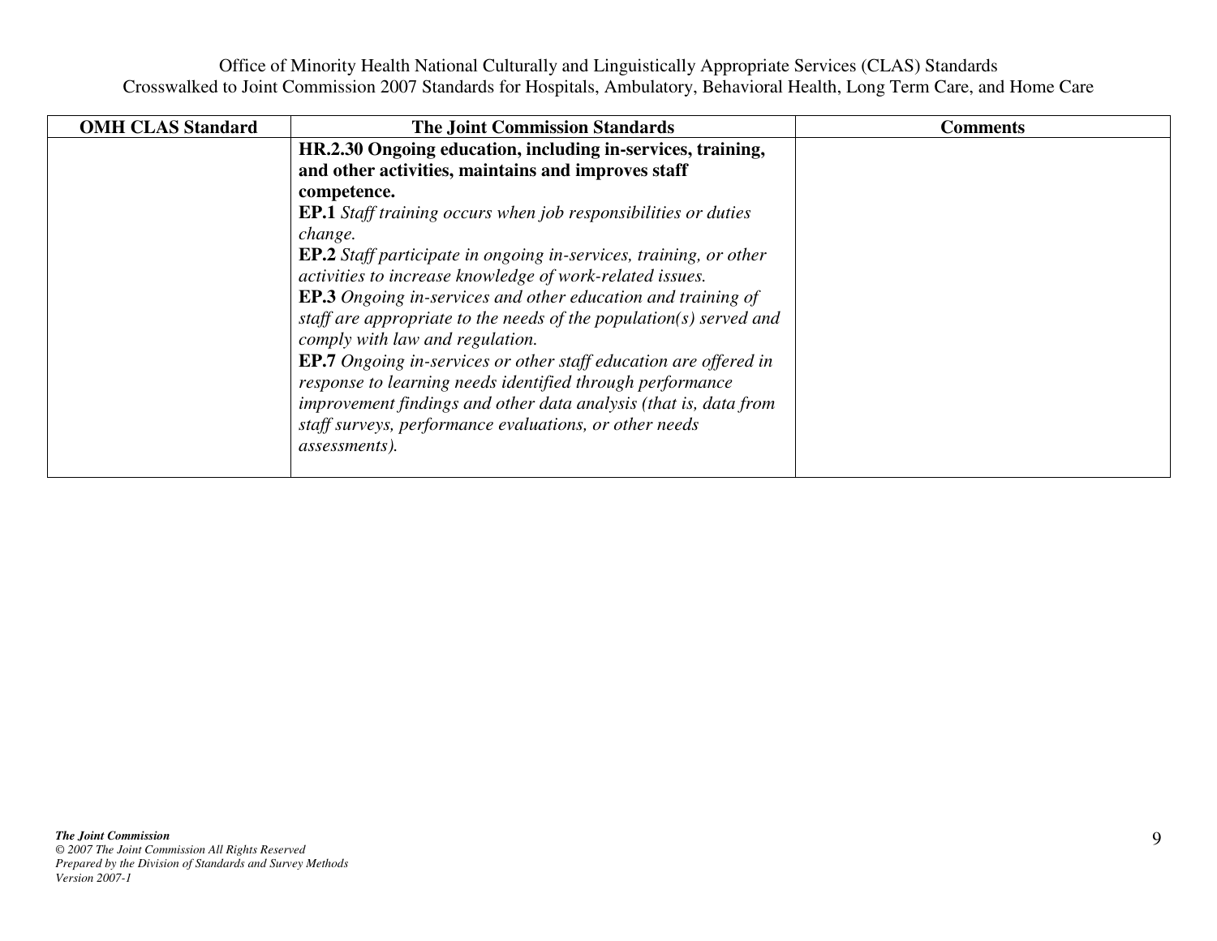| OMH CLAS Standard | The Joint Commission Standards | Comments |
|---|---|---|
| | **HR.2.30 Ongoing education, including in-services, training, and other activities, maintains and improves staff competence.**<br>**EP.1** *Staff training occurs when job responsibilities or duties change.*<br>**EP.2** *Staff participate in ongoing in-services, training, or other activities to increase knowledge of work-related issues.*<br>**EP.3** *Ongoing in-services and other education and training of staff are appropriate to the needs of the population(s) served and comply with law and regulation.*<br>**EP.7** *Ongoing in-services or other staff education are offered in response to learning needs identified through performance improvement findings and other data analysis (that is, data from staff surveys, performance evaluations, or other needs assessments).* | |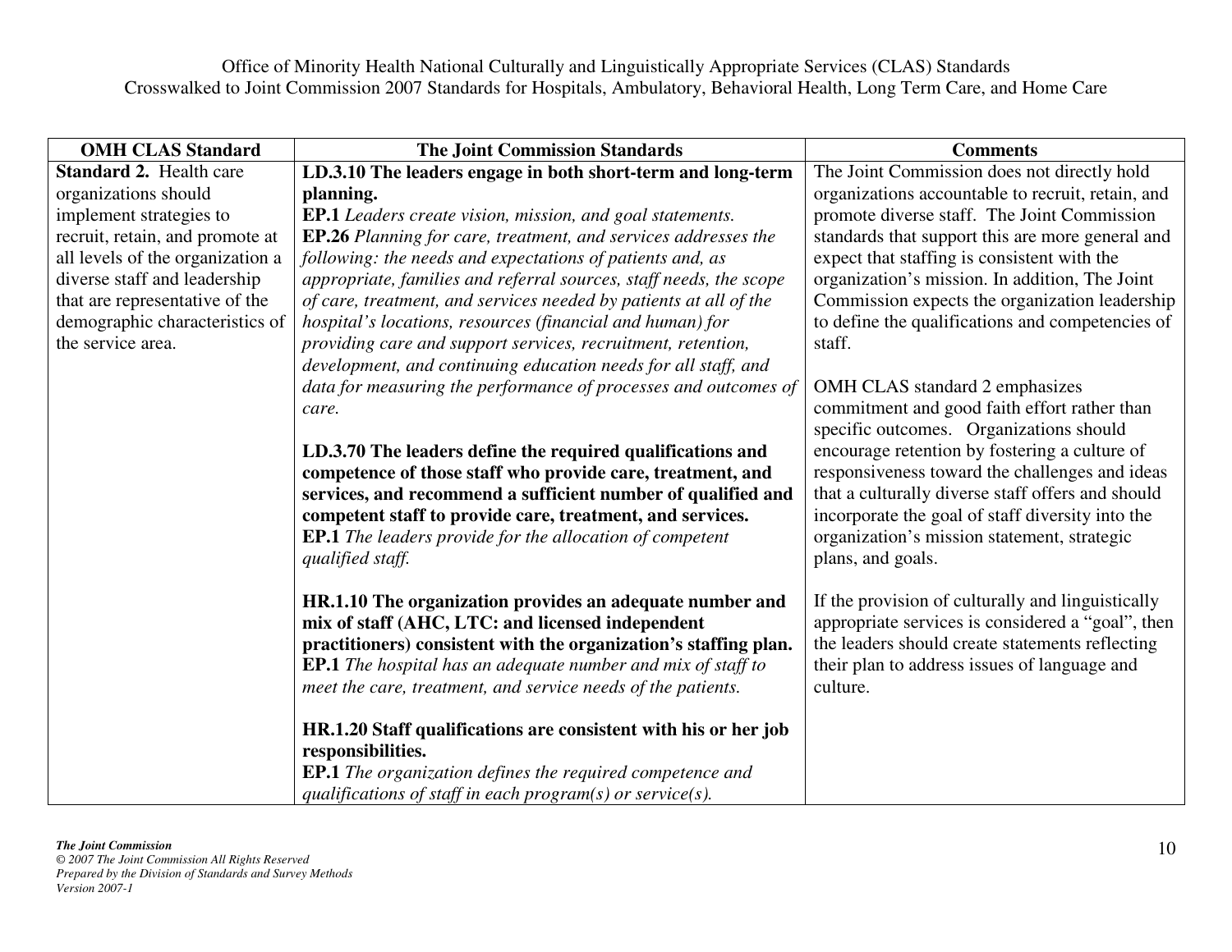Office of Minority Health National Culturally and Linguistically Appropriate Services (CLAS) Standards
Crosswalked to Joint Commission 2007 Standards for Hospitals, Ambulatory, Behavioral Health, Long Term Care, and Home Care

| OMH CLAS Standard | The Joint Commission Standards | Comments |
|---|---|---|
| **Standard 2.** Health care organizations should implement strategies to recruit, retain, and promote at all levels of the organization a diverse staff and leadership that are representative of the demographic characteristics of the service area. | **LD.3.10 The leaders engage in both short-term and long-term planning.**<br>**EP.1** *Leaders create vision, mission, and goal statements.*<br>**EP.26** *Planning for care, treatment, and services addresses the following: the needs and expectations of patients and, as appropriate, families and referral sources, staff needs, the scope of care, treatment, and services needed by patients at all of the hospital's locations, resources (financial and human) for providing care and support services, recruitment, retention, development, and continuing education needs for all staff, and data for measuring the performance of processes and outcomes of care.*<br><br>**LD.3.70 The leaders define the required qualifications and competence of those staff who provide care, treatment, and services, and recommend a sufficient number of qualified and competent staff to provide care, treatment, and services.**<br>**EP.1** *The leaders provide for the allocation of competent qualified staff.*<br><br>**HR.1.10 The organization provides an adequate number and mix of staff (AHC, LTC: and licensed independent practitioners) consistent with the organization's staffing plan.**<br>**EP.1** *The hospital has an adequate number and mix of staff to meet the care, treatment, and service needs of the patients.*<br><br>**HR.1.20 Staff qualifications are consistent with his or her job responsibilities.**<br>**EP.1** *The organization defines the required competence and qualifications of staff in each program(s) or service(s).* | The Joint Commission does not directly hold organizations accountable to recruit, retain, and promote diverse staff. The Joint Commission standards that support this are more general and expect that staffing is consistent with the organization's mission. In addition, The Joint Commission expects the organization leadership to define the qualifications and competencies of staff.<br><br>OMH CLAS standard 2 emphasizes commitment and good faith effort rather than specific outcomes. Organizations should encourage retention by fostering a culture of responsiveness toward the challenges and ideas that a culturally diverse staff offers and should incorporate the goal of staff diversity into the organization's mission statement, strategic plans, and goals.<br><br>If the provision of culturally and linguistically appropriate services is considered a "goal", then the leaders should create statements reflecting their plan to address issues of language and culture. |

*The Joint Commission*
*© 2007 The Joint Commission All Rights Reserved*
*Prepared by the Division of Standards and Survey Methods*
*Version 2007-1*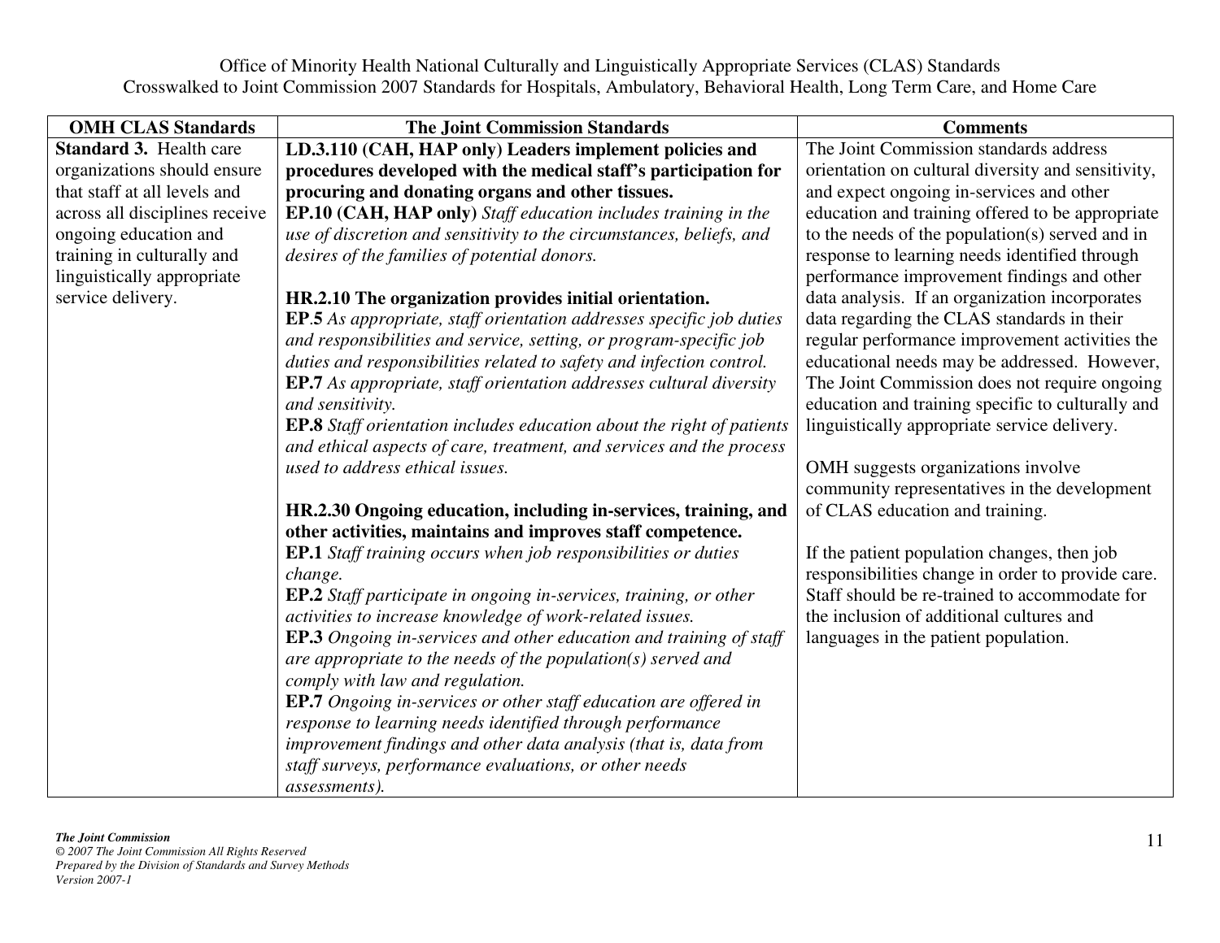Office of Minority Health National Culturally and Linguistically Appropriate Services (CLAS) Standards
Crosswalked to Joint Commission 2007 Standards for Hospitals, Ambulatory, Behavioral Health, Long Term Care, and Home Care

| OMH CLAS Standards | The Joint Commission Standards | Comments |
|---|---|---|
| **Standard 3.** Health care organizations should ensure that staff at all levels and across all disciplines receive ongoing education and training in culturally and linguistically appropriate service delivery. | **LD.3.110 (CAH, HAP only) Leaders implement policies and procedures developed with the medical staff's participation for procuring and donating organs and other tissues.**<br>**EP.10 (CAH, HAP only)** *Staff education includes training in the use of discretion and sensitivity to the circumstances, beliefs, and desires of the families of potential donors.*<br><br>**HR.2.10 The organization provides initial orientation.**<br>**EP.5** *As appropriate, staff orientation addresses specific job duties and responsibilities and service, setting, or program-specific job duties and responsibilities related to safety and infection control.*<br>**EP.7** *As appropriate, staff orientation addresses cultural diversity and sensitivity.*<br>**EP.8** *Staff orientation includes education about the right of patients and ethical aspects of care, treatment, and services and the process used to address ethical issues.*<br><br>**HR.2.30 Ongoing education, including in-services, training, and other activities, maintains and improves staff competence.**<br>**EP.1** *Staff training occurs when job responsibilities or duties change.*<br>**EP.2** *Staff participate in ongoing in-services, training, or other activities to increase knowledge of work-related issues.*<br>**EP.3** *Ongoing in-services and other education and training of staff are appropriate to the needs of the population(s) served and comply with law and regulation.*<br>**EP.7** *Ongoing in-services or other staff education are offered in response to learning needs identified through performance improvement findings and other data analysis (that is, data from staff surveys, performance evaluations, or other needs assessments).* | The Joint Commission standards address orientation on cultural diversity and sensitivity, and expect ongoing in-services and other education and training offered to be appropriate to the needs of the population(s) served and in response to learning needs identified through performance improvement findings and other data analysis. If an organization incorporates data regarding the CLAS standards in their regular performance improvement activities the educational needs may be addressed. However, The Joint Commission does not require ongoing education and training specific to culturally and linguistically appropriate service delivery.<br><br>OMH suggests organizations involve community representatives in the development of CLAS education and training.<br><br>If the patient population changes, then job responsibilities change in order to provide care. Staff should be re-trained to accommodate for the inclusion of additional cultures and languages in the patient population. |

*The Joint Commission*
*© 2007 The Joint Commission All Rights Reserved*
*Prepared by the Division of Standards and Survey Methods*
*Version 2007-1*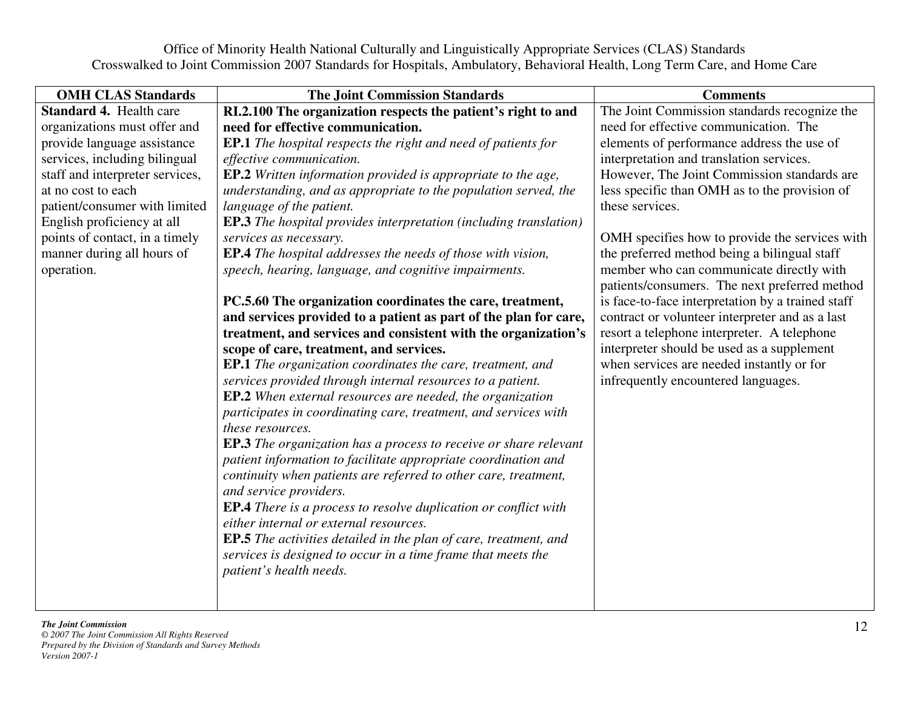| OMH CLAS Standards | The Joint Commission Standards | Comments |
|---|---|---|
| **Standard 4.** Health care organizations must offer and provide language assistance services, including bilingual staff and interpreter services, at no cost to each patient/consumer with limited English proficiency at all points of contact, in a timely manner during all hours of operation. | **RI.2.100 The organization respects the patient's right to and need for effective communication.**<br>**EP.1** *The hospital respects the right and need of patients for effective communication.*<br>**EP.2** *Written information provided is appropriate to the age, understanding, and as appropriate to the population served, the language of the patient.*<br>**EP.3** *The hospital provides interpretation (including translation) services as necessary.*<br>**EP.4** *The hospital addresses the needs of those with vision, speech, hearing, language, and cognitive impairments.*<br><br>**PC.5.60 The organization coordinates the care, treatment, and services provided to a patient as part of the plan for care, treatment, and services and consistent with the organization's scope of care, treatment, and services.**<br>**EP.1** *The organization coordinates the care, treatment, and services provided through internal resources to a patient.*<br>**EP.2** *When external resources are needed, the organization participates in coordinating care, treatment, and services with these resources.*<br>**EP.3** *The organization has a process to receive or share relevant patient information to facilitate appropriate coordination and continuity when patients are referred to other care, treatment, and service providers.*<br>**EP.4** *There is a process to resolve duplication or conflict with either internal or external resources.*<br>**EP.5** *The activities detailed in the plan of care, treatment, and services is designed to occur in a time frame that meets the patient's health needs.* | The Joint Commission standards recognize the need for effective communication. The elements of performance address the use of interpretation and translation services. However, The Joint Commission standards are less specific than OMH as to the provision of these services.<br><br>OMH specifies how to provide the services with the preferred method being a bilingual staff member who can communicate directly with patients/consumers. The next preferred method is face-to-face interpretation by a trained staff contract or volunteer interpreter and as a last resort a telephone interpreter. A telephone interpreter should be used as a supplement when services are needed instantly or for infrequently encountered languages. |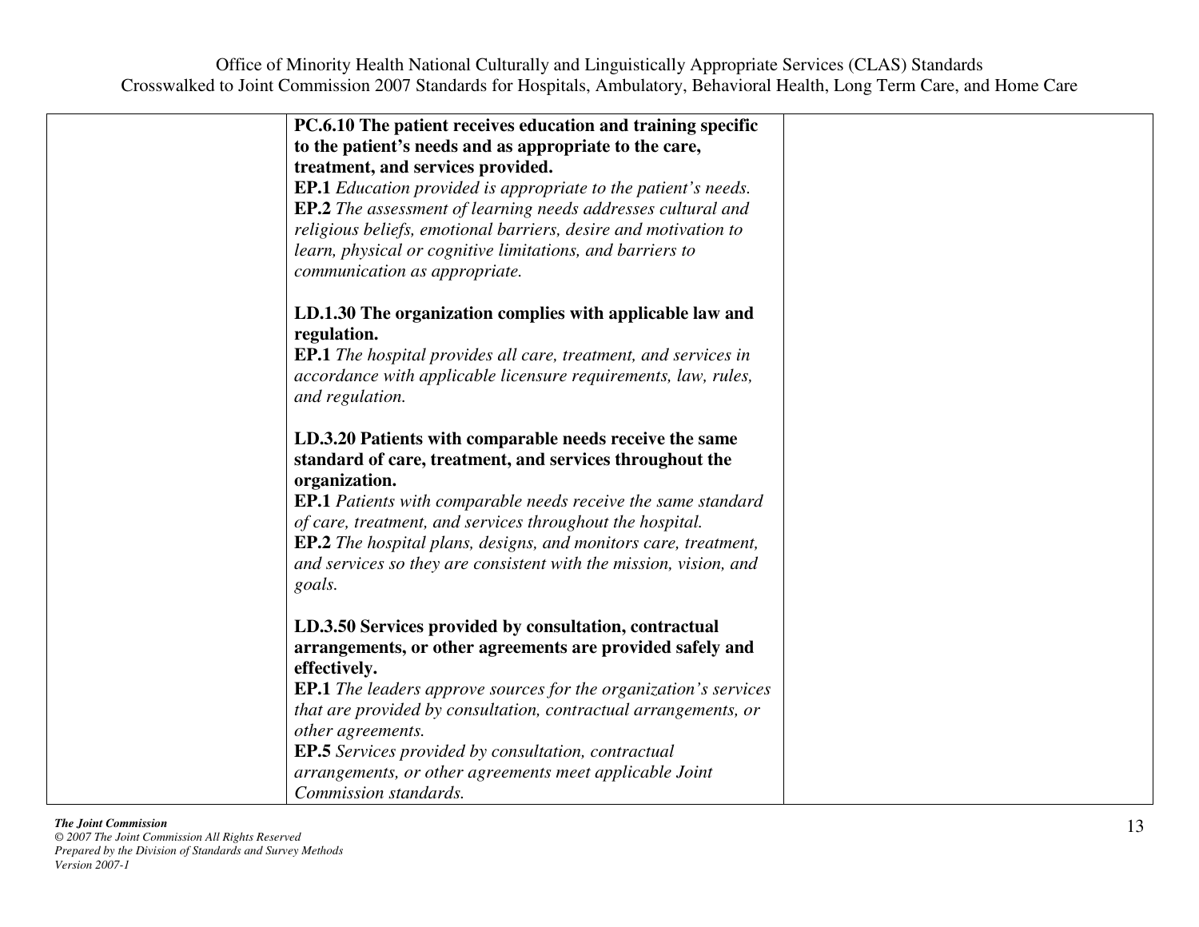| | | |
|---|---|---|
| | **PC.6.10 The patient receives education and training specific to the patient's needs and as appropriate to the care, treatment, and services provided.**<br>**EP.1** *Education provided is appropriate to the patient's needs.*<br>**EP.2** *The assessment of learning needs addresses cultural and religious beliefs, emotional barriers, desire and motivation to learn, physical or cognitive limitations, and barriers to communication as appropriate.*<br><br>**LD.1.30 The organization complies with applicable law and regulation.**<br>**EP.1** *The hospital provides all care, treatment, and services in accordance with applicable licensure requirements, law, rules, and regulation.*<br><br>**LD.3.20 Patients with comparable needs receive the same standard of care, treatment, and services throughout the organization.**<br>**EP.1** *Patients with comparable needs receive the same standard of care, treatment, and services throughout the hospital.*<br>**EP.2** *The hospital plans, designs, and monitors care, treatment, and services so they are consistent with the mission, vision, and goals.*<br><br>**LD.3.50 Services provided by consultation, contractual arrangements, or other agreements are provided safely and effectively.**<br>**EP.1** *The leaders approve sources for the organization's services that are provided by consultation, contractual arrangements, or other agreements.*<br>**EP.5** *Services provided by consultation, contractual arrangements, or other agreements meet applicable Joint Commission standards.* | |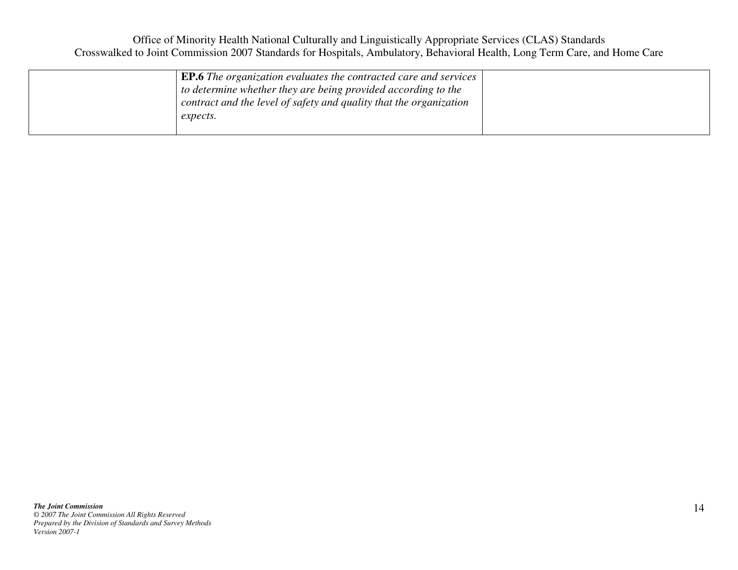| | | |
|---|---|---|
| | **EP.6** *The organization evaluates the contracted care and services to determine whether they are being provided according to the contract and the level of safety and quality that the organization expects.* | |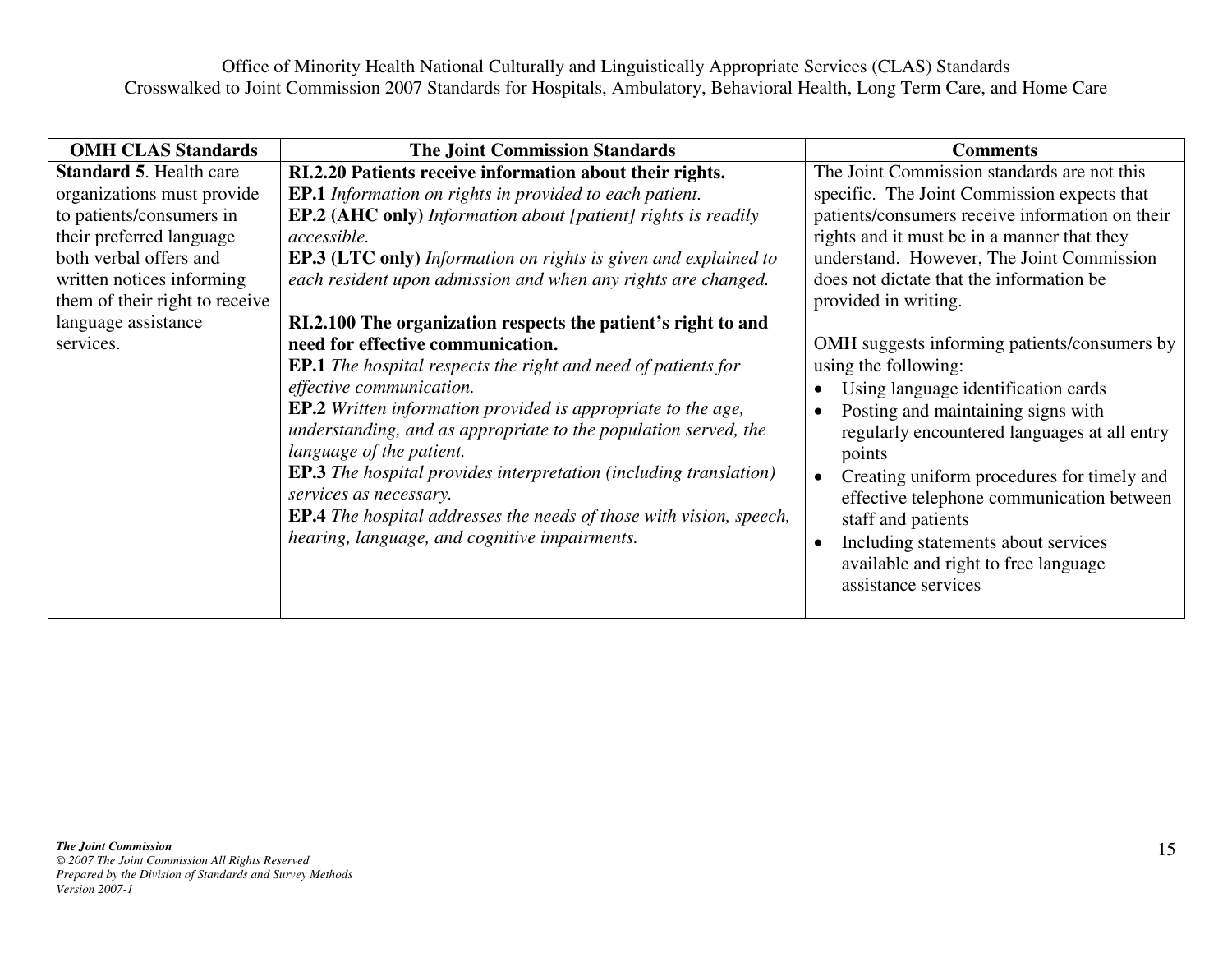| OMH CLAS Standards | The Joint Commission Standards | Comments |
|---|---|---|
| **Standard 5**. Health care organizations must provide to patients/consumers in their preferred language both verbal offers and written notices informing them of their right to receive language assistance services. | **RI.2.20 Patients receive information about their rights.**<br>**EP.1** *Information on rights in provided to each patient.*<br>**EP.2 (AHC only)** *Information about [patient] rights is readily accessible.*<br>**EP.3 (LTC only)** *Information on rights is given and explained to each resident upon admission and when any rights are changed.*<br><br>**RI.2.100 The organization respects the patient's right to and need for effective communication.**<br>**EP.1** *The hospital respects the right and need of patients for effective communication.*<br>**EP.2** *Written information provided is appropriate to the age, understanding, and as appropriate to the population served, the language of the patient.*<br>**EP.3** *The hospital provides interpretation (including translation) services as necessary.*<br>**EP.4** *The hospital addresses the needs of those with vision, speech, hearing, language, and cognitive impairments.* | The Joint Commission standards are not this specific. The Joint Commission expects that patients/consumers receive information on their rights and it must be in a manner that they understand. However, The Joint Commission does not dictate that the information be provided in writing.<br><br>OMH suggests informing patients/consumers by using the following:<br>• Using language identification cards<br>• Posting and maintaining signs with regularly encountered languages at all entry points<br>• Creating uniform procedures for timely and effective telephone communication between staff and patients<br>• Including statements about services available and right to free language assistance services |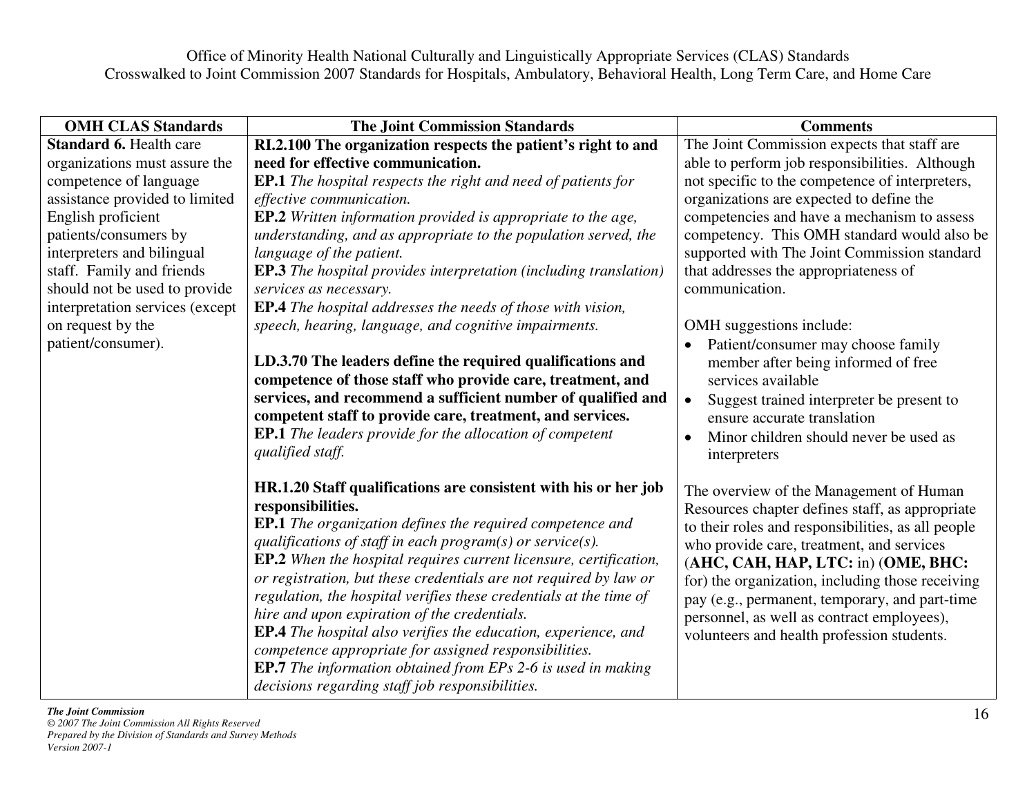Office of Minority Health National Culturally and Linguistically Appropriate Services (CLAS) Standards
Crosswalked to Joint Commission 2007 Standards for Hospitals, Ambulatory, Behavioral Health, Long Term Care, and Home Care

| OMH CLAS Standards | The Joint Commission Standards | Comments |
|---|---|---|
| **Standard 6.** Health care organizations must assure the competence of language assistance provided to limited English proficient patients/consumers by interpreters and bilingual staff. Family and friends should not be used to provide interpretation services (except on request by the patient/consumer). | **RI.2.100 The organization respects the patient's right to and need for effective communication.**<br>**EP.1** *The hospital respects the right and need of patients for effective communication.*<br>**EP.2** *Written information provided is appropriate to the age, understanding, and as appropriate to the population served, the language of the patient.*<br>**EP.3** *The hospital provides interpretation (including translation) services as necessary.*<br>**EP.4** *The hospital addresses the needs of those with vision, speech, hearing, language, and cognitive impairments.*<br><br>**LD.3.70 The leaders define the required qualifications and competence of those staff who provide care, treatment, and services, and recommend a sufficient number of qualified and competent staff to provide care, treatment, and services.**<br>**EP.1** *The leaders provide for the allocation of competent qualified staff.*<br><br>**HR.1.20 Staff qualifications are consistent with his or her job responsibilities.**<br>**EP.1** *The organization defines the required competence and qualifications of staff in each program(s) or service(s).*<br>**EP.2** *When the hospital requires current licensure, certification, or registration, but these credentials are not required by law or regulation, the hospital verifies these credentials at the time of hire and upon expiration of the credentials.*<br>**EP.4** *The hospital also verifies the education, experience, and competence appropriate for assigned responsibilities.*<br>**EP.7** *The information obtained from EPs 2-6 is used in making decisions regarding staff job responsibilities.* | The Joint Commission expects that staff are able to perform job responsibilities. Although not specific to the competence of interpreters, organizations are expected to define the competencies and have a mechanism to assess competency. This OMH standard would also be supported with The Joint Commission standard that addresses the appropriateness of communication.<br><br>OMH suggestions include:<br>• Patient/consumer may choose family member after being informed of free services available<br>• Suggest trained interpreter be present to ensure accurate translation<br>• Minor children should never be used as interpreters<br><br>The overview of the Management of Human Resources chapter defines staff, as appropriate to their roles and responsibilities, as all people who provide care, treatment, and services (**AHC, CAH, HAP, LTC:** in) (**OME, BHC:** for) the organization, including those receiving pay (e.g., permanent, temporary, and part-time personnel, as well as contract employees), volunteers and health profession students. |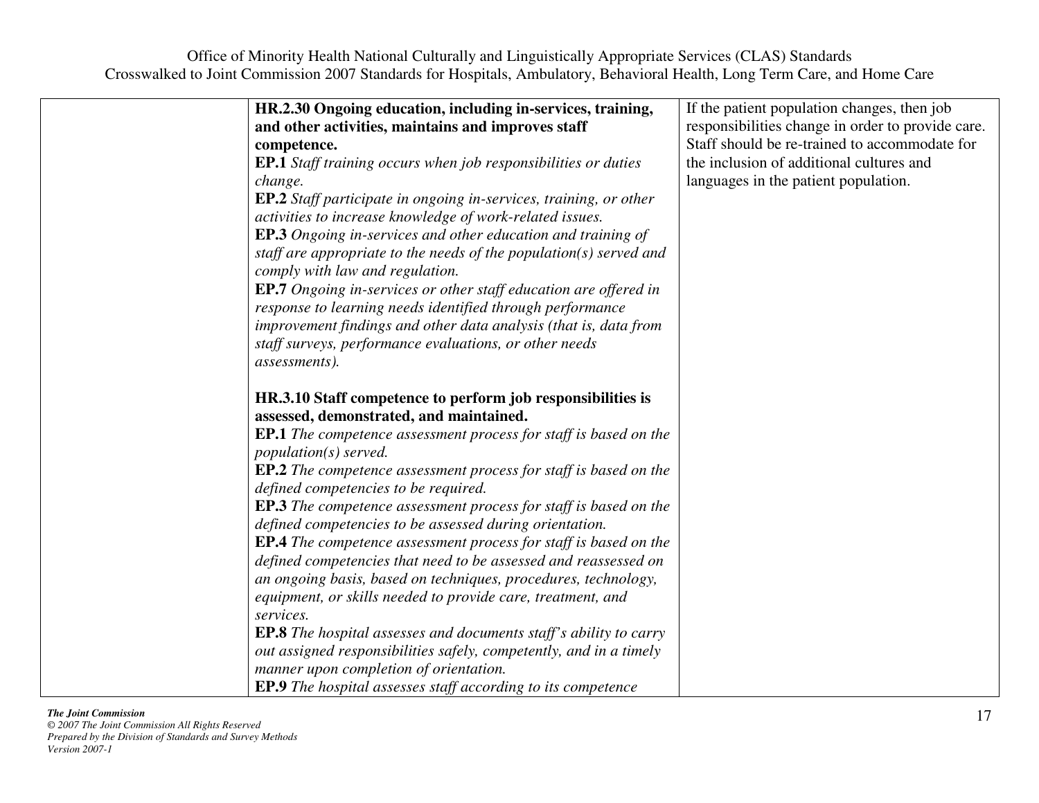| | | |
|---|---|---|
| | **HR.2.30 Ongoing education, including in-services, training, and other activities, maintains and improves staff competence.**<br>**EP.1** *Staff training occurs when job responsibilities or duties change.*<br>**EP.2** *Staff participate in ongoing in-services, training, or other activities to increase knowledge of work-related issues.*<br>**EP.3** *Ongoing in-services and other education and training of staff are appropriate to the needs of the population(s) served and comply with law and regulation.*<br>**EP.7** *Ongoing in-services or other staff education are offered in response to learning needs identified through performance improvement findings and other data analysis (that is, data from staff surveys, performance evaluations, or other needs assessments).*<br><br>**HR.3.10 Staff competence to perform job responsibilities is assessed, demonstrated, and maintained.**<br>**EP.1** *The competence assessment process for staff is based on the population(s) served.*<br>**EP.2** *The competence assessment process for staff is based on the defined competencies to be required.*<br>**EP.3** *The competence assessment process for staff is based on the defined competencies to be assessed during orientation.*<br>**EP.4** *The competence assessment process for staff is based on the defined competencies that need to be assessed and reassessed on an ongoing basis, based on techniques, procedures, technology, equipment, or skills needed to provide care, treatment, and services.*<br>**EP.8** *The hospital assesses and documents staff's ability to carry out assigned responsibilities safely, competently, and in a timely manner upon completion of orientation.*<br>**EP.9** *The hospital assesses staff according to its competence* | If the patient population changes, then job responsibilities change in order to provide care. Staff should be re-trained to accommodate for the inclusion of additional cultures and languages in the patient population. |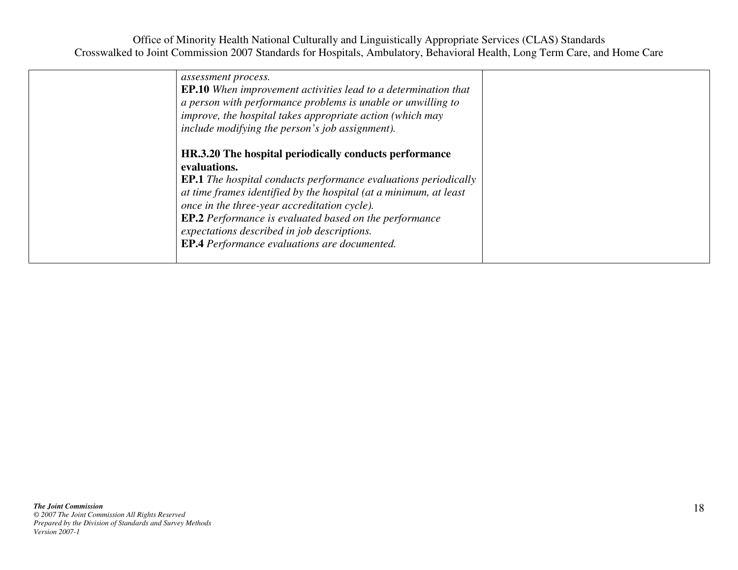| | | |
|---|---|---|
| | *assessment process.*<br>**EP.10** *When improvement activities lead to a determination that a person with performance problems is unable or unwilling to improve, the hospital takes appropriate action (which may include modifying the person's job assignment).*<br><br>**HR.3.20 The hospital periodically conducts performance evaluations.**<br>**EP.1** *The hospital conducts performance evaluations periodically at time frames identified by the hospital (at a minimum, at least once in the three-year accreditation cycle).*<br>**EP.2** *Performance is evaluated based on the performance expectations described in job descriptions.*<br>**EP.4** *Performance evaluations are documented.* | |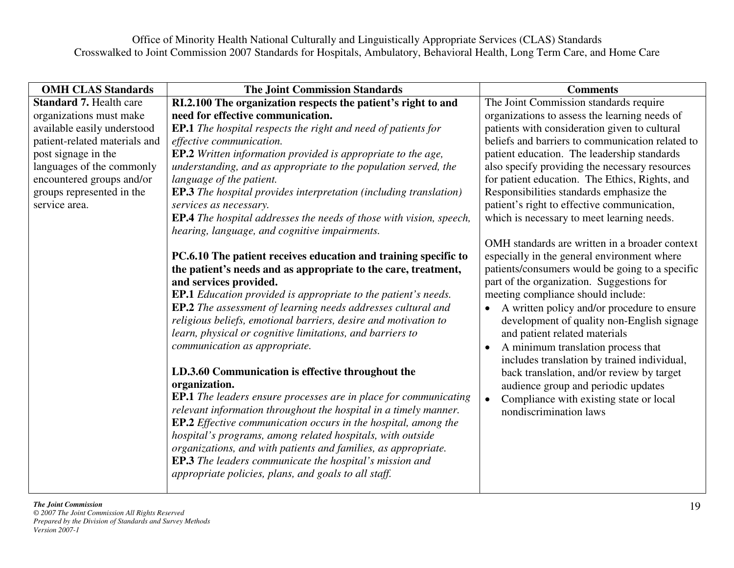Office of Minority Health National Culturally and Linguistically Appropriate Services (CLAS) Standards
Crosswalked to Joint Commission 2007 Standards for Hospitals, Ambulatory, Behavioral Health, Long Term Care, and Home Care

| OMH CLAS Standards | The Joint Commission Standards | Comments |
|---|---|---|
| **Standard 7.** Health care organizations must make available easily understood patient-related materials and post signage in the languages of the commonly encountered groups and/or groups represented in the service area. | **RI.2.100 The organization respects the patient's right to and need for effective communication.**<br>**EP.1** *The hospital respects the right and need of patients for effective communication.*<br>**EP.2** *Written information provided is appropriate to the age, understanding, and as appropriate to the population served, the language of the patient.*<br>**EP.3** *The hospital provides interpretation (including translation) services as necessary.*<br>**EP.4** *The hospital addresses the needs of those with vision, speech, hearing, language, and cognitive impairments.*<br><br>**PC.6.10 The patient receives education and training specific to the patient's needs and as appropriate to the care, treatment, and services provided.**<br>**EP.1** *Education provided is appropriate to the patient's needs.*<br>**EP.2** *The assessment of learning needs addresses cultural and religious beliefs, emotional barriers, desire and motivation to learn, physical or cognitive limitations, and barriers to communication as appropriate.*<br><br>**LD.3.60 Communication is effective throughout the organization.**<br>**EP.1** *The leaders ensure processes are in place for communicating relevant information throughout the hospital in a timely manner.*<br>**EP.2** *Effective communication occurs in the hospital, among the hospital's programs, among related hospitals, with outside organizations, and with patients and families, as appropriate.*<br>**EP.3** *The leaders communicate the hospital's mission and appropriate policies, plans, and goals to all staff.* | The Joint Commission standards require organizations to assess the learning needs of patients with consideration given to cultural beliefs and barriers to communication related to patient education. The leadership standards also specify providing the necessary resources for patient education. The Ethics, Rights, and Responsibilities standards emphasize the patient's right to effective communication, which is necessary to meet learning needs.<br><br>OMH standards are written in a broader context especially in the general environment where patients/consumers would be going to a specific part of the organization. Suggestions for meeting compliance should include:<br>• A written policy and/or procedure to ensure development of quality non-English signage and patient related materials<br>• A minimum translation process that includes translation by trained individual, back translation, and/or review by target audience group and periodic updates<br>• Compliance with existing state or local nondiscrimination laws |

***The Joint Commission***
*© 2007 The Joint Commission All Rights Reserved*
*Prepared by the Division of Standards and Survey Methods*
*Version 2007-1*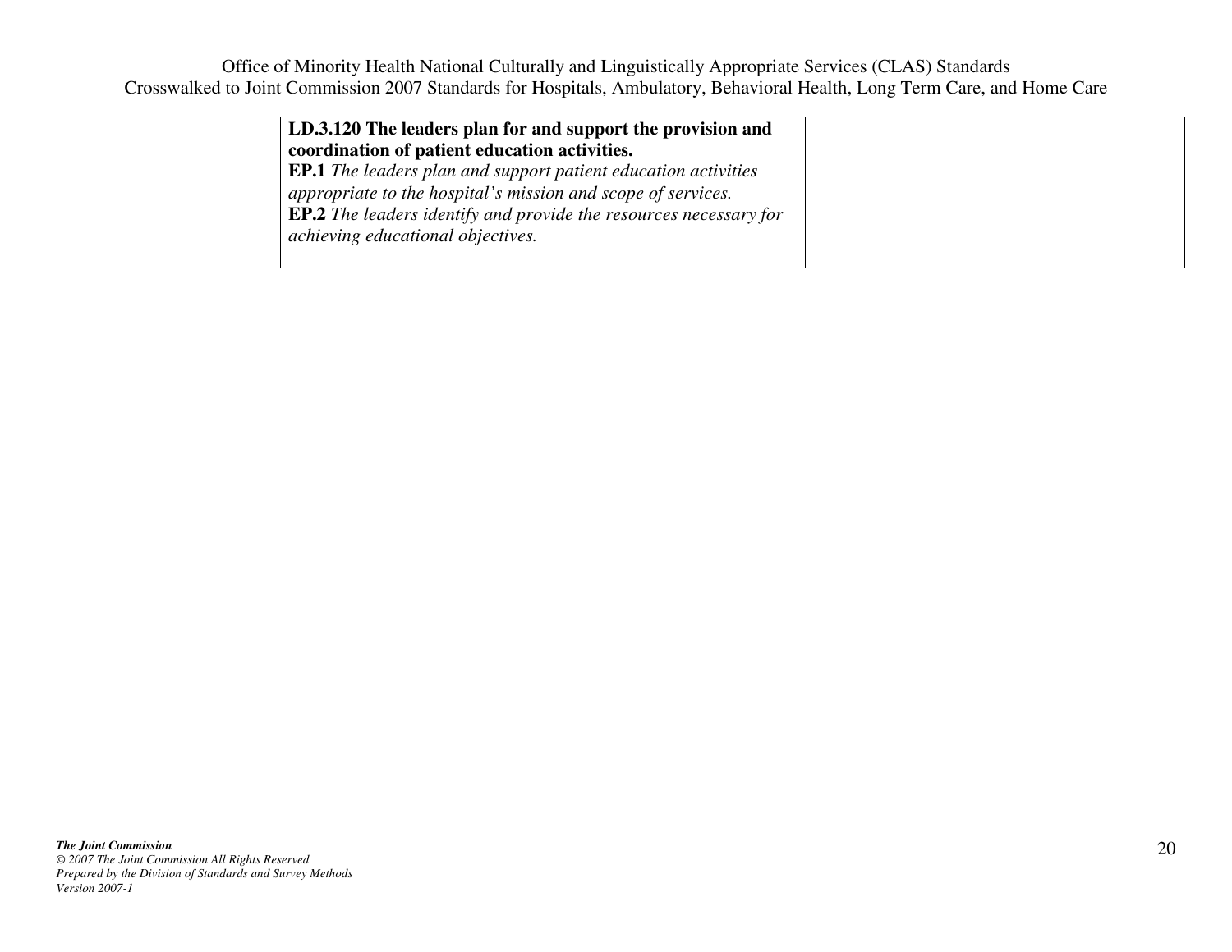| | | |
|---|---|---|
| | **LD.3.120 The leaders plan for and support the provision and coordination of patient education activities.**<br>**EP.1** *The leaders plan and support patient education activities appropriate to the hospital's mission and scope of services.*<br>**EP.2** *The leaders identify and provide the resources necessary for achieving educational objectives.* | |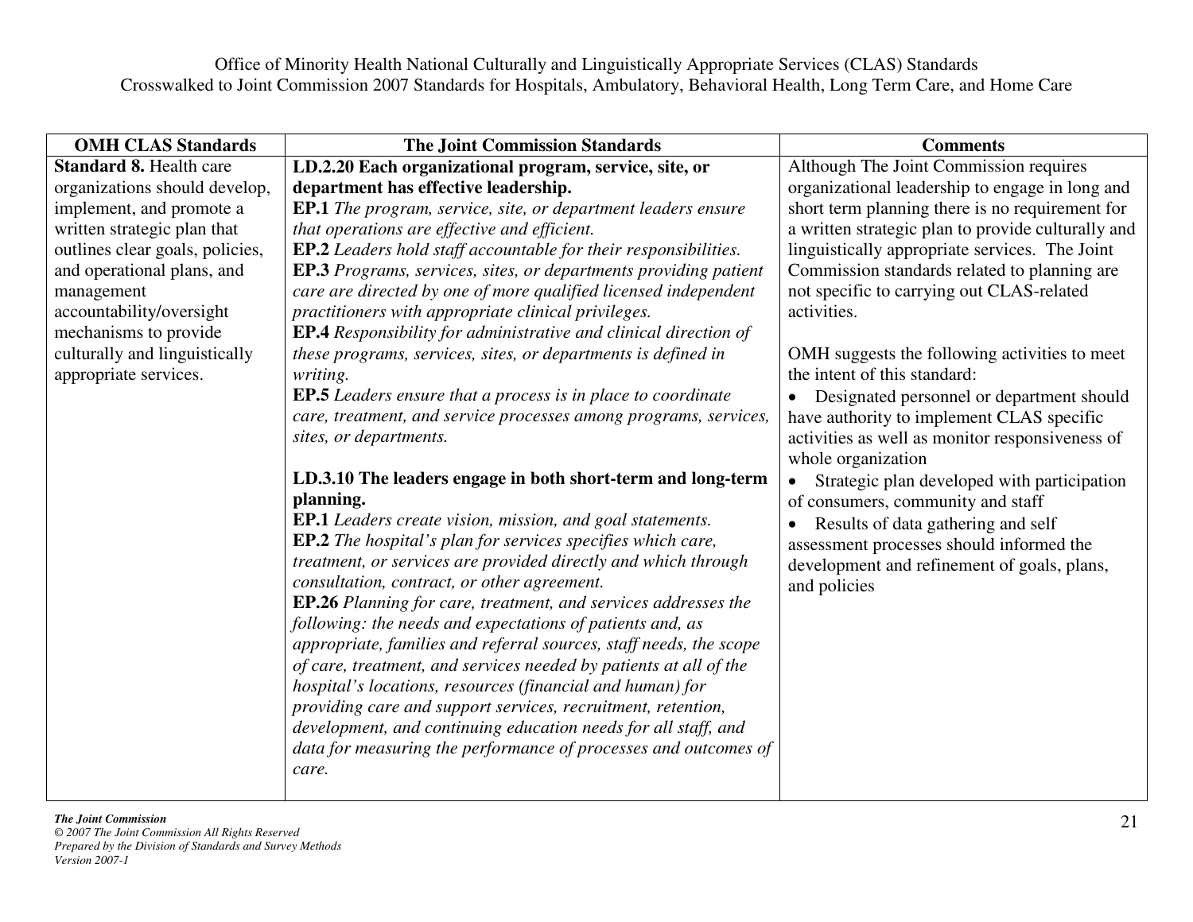| OMH CLAS Standards | The Joint Commission Standards | Comments |
|---|---|---|
| **Standard 8.** Health care organizations should develop, implement, and promote a written strategic plan that outlines clear goals, policies, and operational plans, and management accountability/oversight mechanisms to provide culturally and linguistically appropriate services. | **LD.2.20 Each organizational program, service, site, or department has effective leadership.**<br>**EP.1** *The program, service, site, or department leaders ensure that operations are effective and efficient.*<br>**EP.2** *Leaders hold staff accountable for their responsibilities.*<br>**EP.3** *Programs, services, sites, or departments providing patient care are directed by one of more qualified licensed independent practitioners with appropriate clinical privileges.*<br>**EP.4** *Responsibility for administrative and clinical direction of these programs, services, sites, or departments is defined in writing.*<br>**EP.5** *Leaders ensure that a process is in place to coordinate care, treatment, and service processes among programs, services, sites, or departments.*<br><br>**LD.3.10 The leaders engage in both short-term and long-term planning.**<br>**EP.1** *Leaders create vision, mission, and goal statements.*<br>**EP.2** *The hospital's plan for services specifies which care, treatment, or services are provided directly and which through consultation, contract, or other agreement.*<br>**EP.26** *Planning for care, treatment, and services addresses the following: the needs and expectations of patients and, as appropriate, families and referral sources, staff needs, the scope of care, treatment, and services needed by patients at all of the hospital's locations, resources (financial and human) for providing care and support services, recruitment, retention, development, and continuing education needs for all staff, and data for measuring the performance of processes and outcomes of care.* | Although The Joint Commission requires organizational leadership to engage in long and short term planning there is no requirement for a written strategic plan to provide culturally and linguistically appropriate services. The Joint Commission standards related to planning are not specific to carrying out CLAS-related activities.<br><br>OMH suggests the following activities to meet the intent of this standard:<br>• Designated personnel or department should have authority to implement CLAS specific activities as well as monitor responsiveness of whole organization<br>• Strategic plan developed with participation of consumers, community and staff<br>• Results of data gathering and self assessment processes should informed the development and refinement of goals, plans, and policies |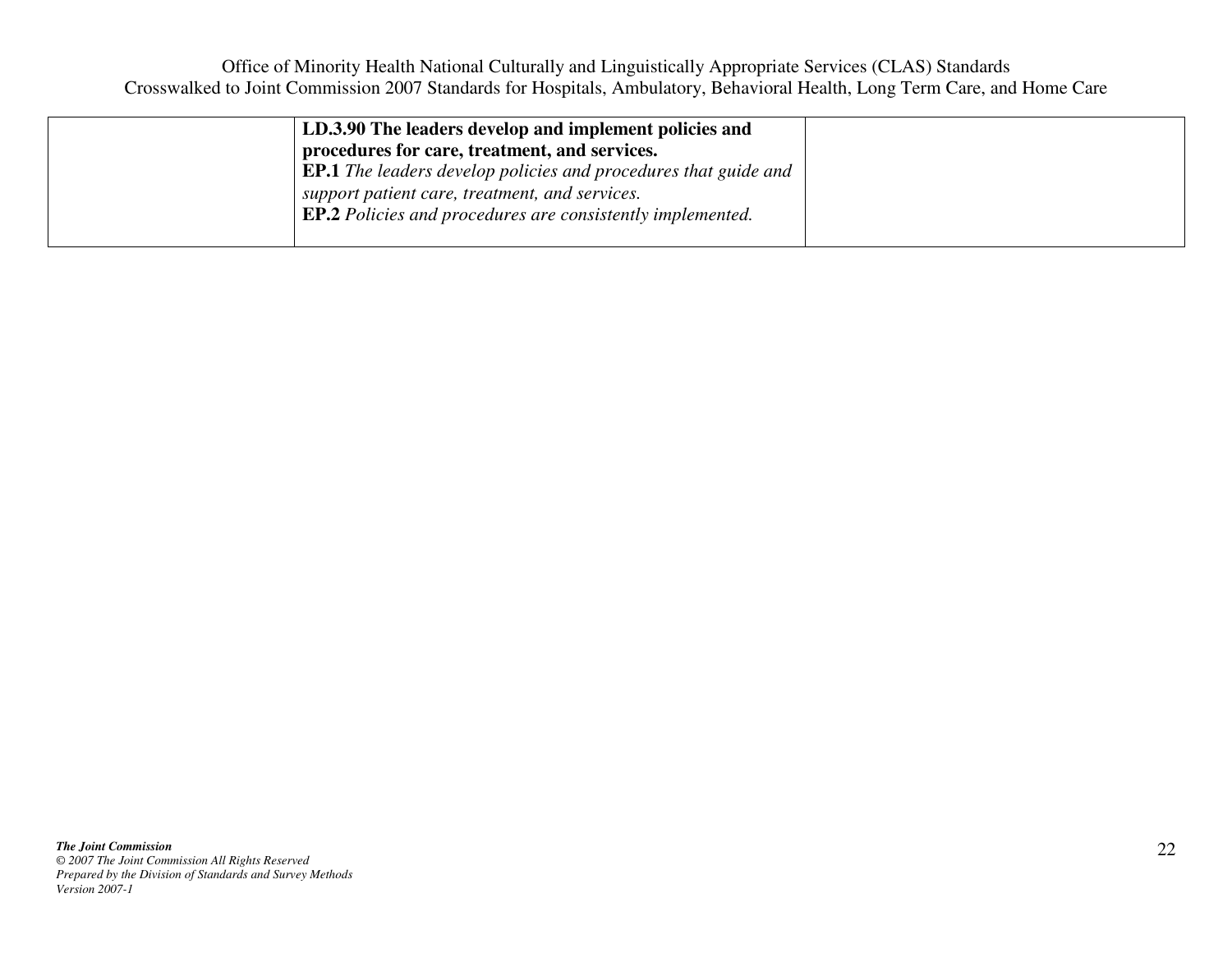|  | **LD.3.90 The leaders develop and implement policies and procedures for care, treatment, and services.**<br>**EP.1** *The leaders develop policies and procedures that guide and support patient care, treatment, and services.*<br>**EP.2** *Policies and procedures are consistently implemented.* |  |
|---|---|---|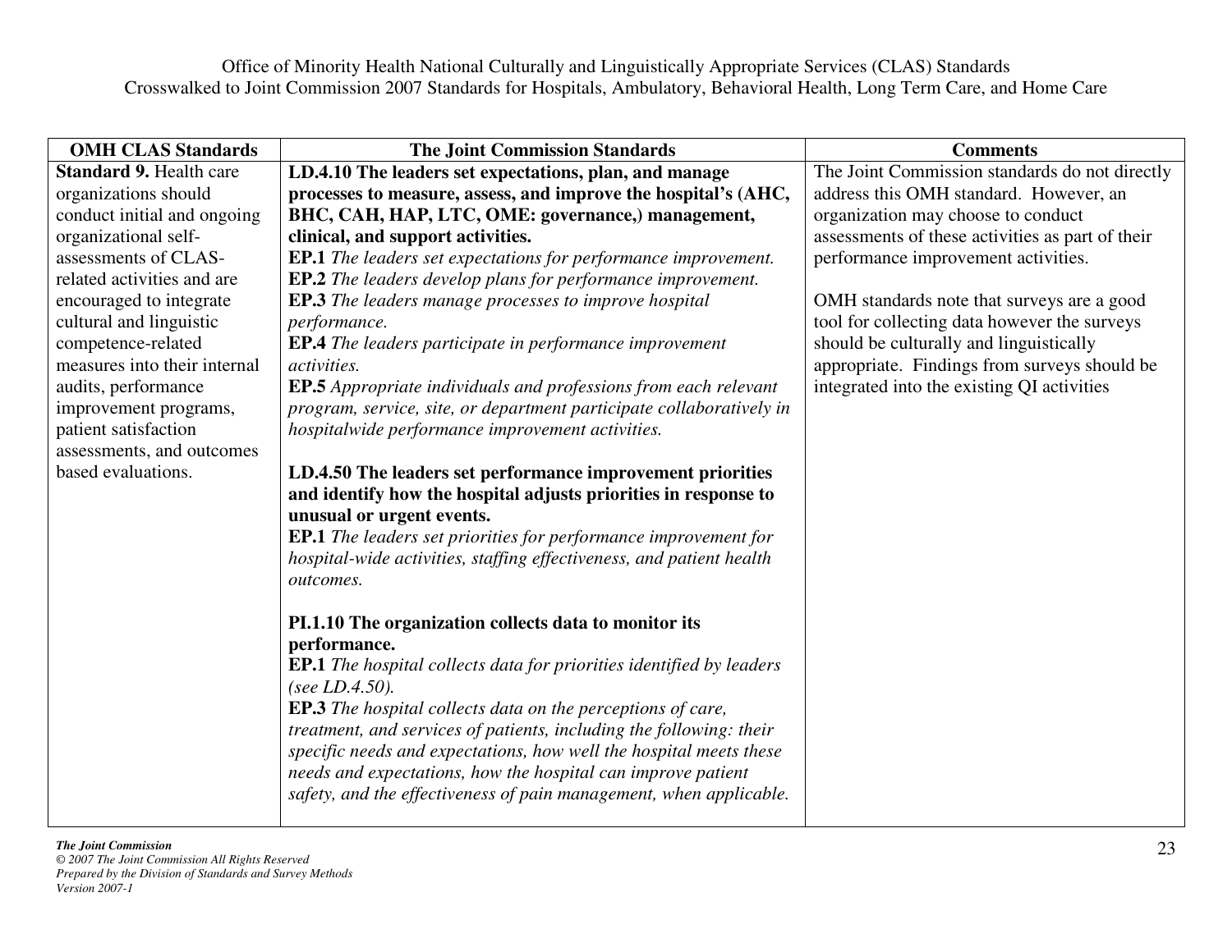Office of Minority Health National Culturally and Linguistically Appropriate Services (CLAS) Standards
Crosswalked to Joint Commission 2007 Standards for Hospitals, Ambulatory, Behavioral Health, Long Term Care, and Home Care

| OMH CLAS Standards | The Joint Commission Standards | Comments |
|---|---|---|
| **Standard 9.** Health care organizations should conduct initial and ongoing organizational self-assessments of CLAS-related activities and are encouraged to integrate cultural and linguistic competence-related measures into their internal audits, performance improvement programs, patient satisfaction assessments, and outcomes based evaluations. | **LD.4.10 The leaders set expectations, plan, and manage processes to measure, assess, and improve the hospital's (AHC, BHC, CAH, HAP, LTC, OME: governance,) management, clinical, and support activities.**<br>**EP.1** *The leaders set expectations for performance improvement.*<br>**EP.2** *The leaders develop plans for performance improvement.*<br>**EP.3** *The leaders manage processes to improve hospital performance.*<br>**EP.4** *The leaders participate in performance improvement activities.*<br>**EP.5** *Appropriate individuals and professions from each relevant program, service, site, or department participate collaboratively in hospitalwide performance improvement activities.*<br><br>**LD.4.50 The leaders set performance improvement priorities and identify how the hospital adjusts priorities in response to unusual or urgent events.**<br>**EP.1** *The leaders set priorities for performance improvement for hospital-wide activities, staffing effectiveness, and patient health outcomes.*<br><br>**PI.1.10 The organization collects data to monitor its performance.**<br>**EP.1** *The hospital collects data for priorities identified by leaders (see LD.4.50).*<br>**EP.3** *The hospital collects data on the perceptions of care, treatment, and services of patients, including the following: their specific needs and expectations, how well the hospital meets these needs and expectations, how the hospital can improve patient safety, and the effectiveness of pain management, when applicable.* | The Joint Commission standards do not directly address this OMH standard. However, an organization may choose to conduct assessments of these activities as part of their performance improvement activities.<br><br>OMH standards note that surveys are a good tool for collecting data however the surveys should be culturally and linguistically appropriate. Findings from surveys should be integrated into the existing QI activities |

*The Joint Commission*
*© 2007 The Joint Commission All Rights Reserved*
*Prepared by the Division of Standards and Survey Methods*
*Version 2007-1*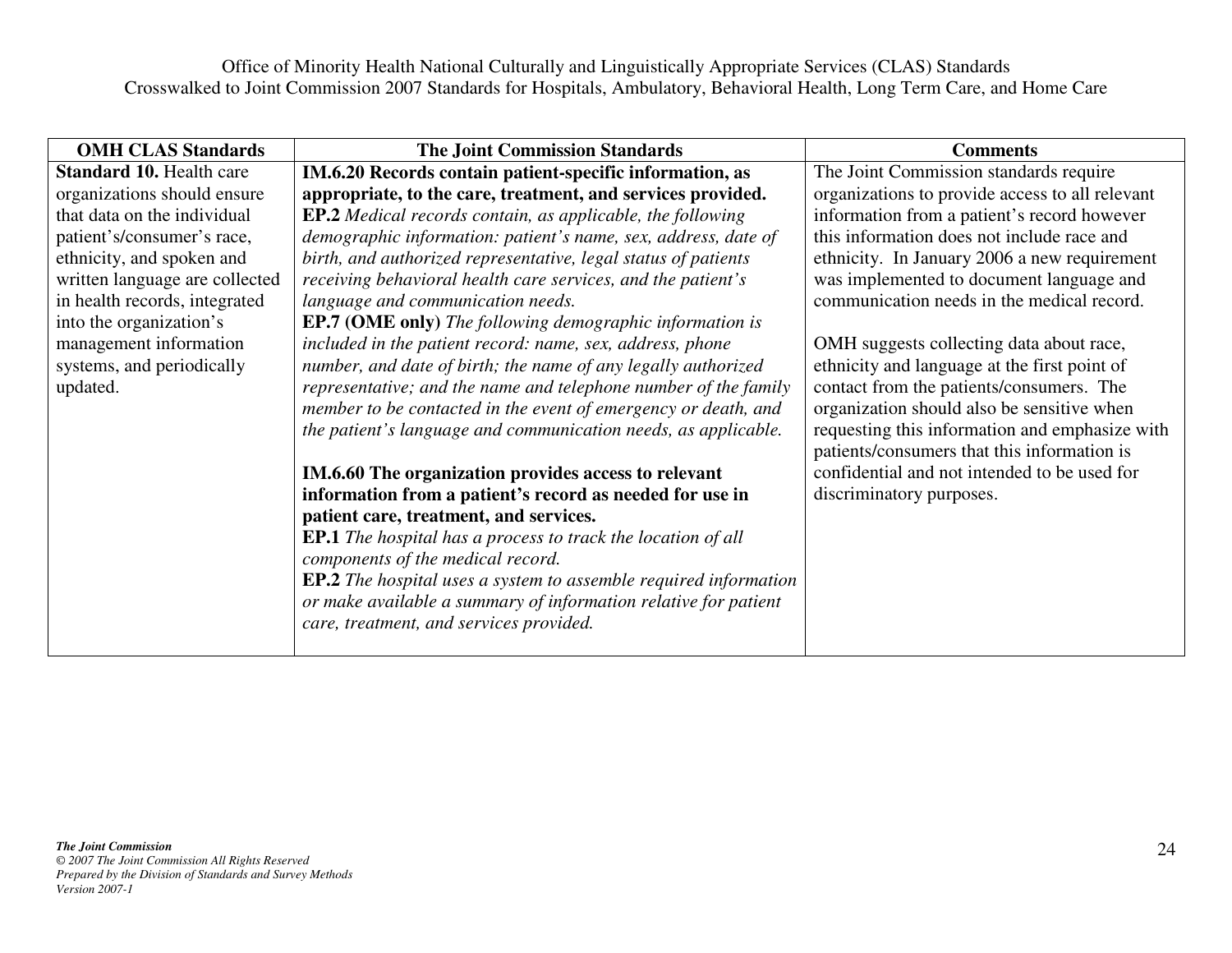| OMH CLAS Standards | The Joint Commission Standards | Comments |
|---|---|---|
| **Standard 10.** Health care organizations should ensure that data on the individual patient's/consumer's race, ethnicity, and spoken and written language are collected in health records, integrated into the organization's management information systems, and periodically updated. | **IM.6.20 Records contain patient-specific information, as appropriate, to the care, treatment, and services provided.**<br>**EP.2** *Medical records contain, as applicable, the following demographic information: patient's name, sex, address, date of birth, and authorized representative, legal status of patients receiving behavioral health care services, and the patient's language and communication needs.*<br>**EP.7 (OME only)** *The following demographic information is included in the patient record: name, sex, address, phone number, and date of birth; the name of any legally authorized representative; and the name and telephone number of the family member to be contacted in the event of emergency or death, and the patient's language and communication needs, as applicable.*<br><br>**IM.6.60 The organization provides access to relevant information from a patient's record as needed for use in patient care, treatment, and services.**<br>**EP.1** *The hospital has a process to track the location of all components of the medical record.*<br>**EP.2** *The hospital uses a system to assemble required information or make available a summary of information relative for patient care, treatment, and services provided.* | The Joint Commission standards require organizations to provide access to all relevant information from a patient's record however this information does not include race and ethnicity. In January 2006 a new requirement was implemented to document language and communication needs in the medical record.<br><br>OMH suggests collecting data about race, ethnicity and language at the first point of contact from the patients/consumers. The organization should also be sensitive when requesting this information and emphasize with patients/consumers that this information is confidential and not intended to be used for discriminatory purposes. |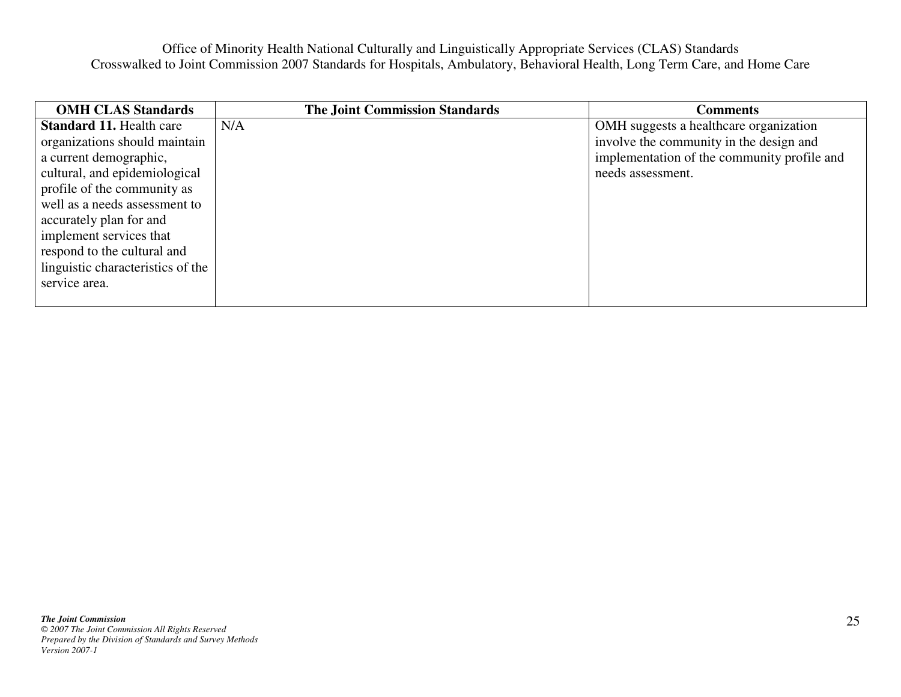| OMH CLAS Standards | The Joint Commission Standards | Comments |
|---|---|---|
| **Standard 11.** Health care organizations should maintain a current demographic, cultural, and epidemiological profile of the community as well as a needs assessment to accurately plan for and implement services that respond to the cultural and linguistic characteristics of the service area. | N/A | OMH suggests a healthcare organization involve the community in the design and implementation of the community profile and needs assessment. |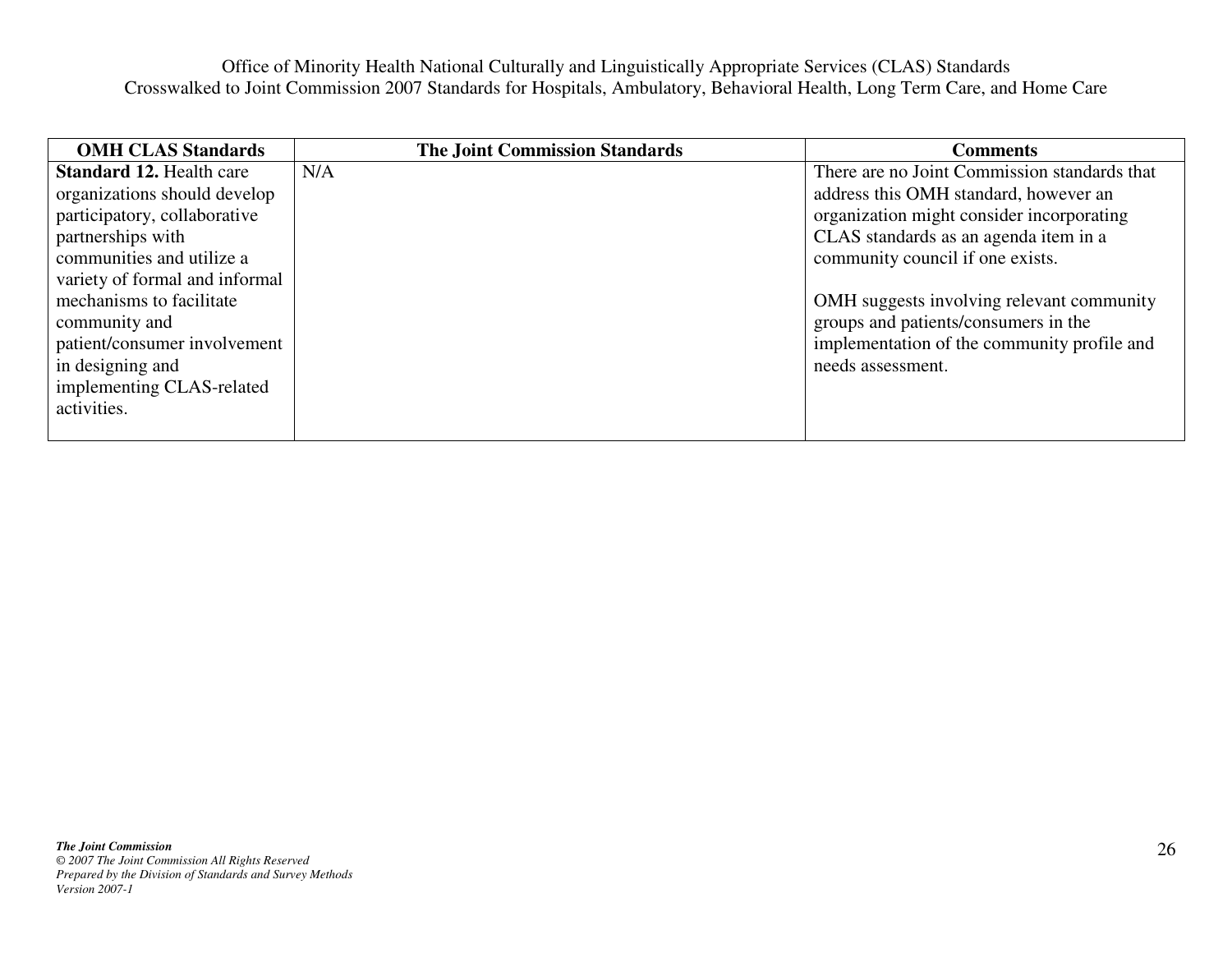| OMH CLAS Standards | The Joint Commission Standards | Comments |
|---|---|---|
| **Standard 12.** Health care organizations should develop participatory, collaborative partnerships with communities and utilize a variety of formal and informal mechanisms to facilitate community and patient/consumer involvement in designing and implementing CLAS-related activities. | N/A | There are no Joint Commission standards that address this OMH standard, however an organization might consider incorporating CLAS standards as an agenda item in a community council if one exists.<br><br>OMH suggests involving relevant community groups and patients/consumers in the implementation of the community profile and needs assessment. |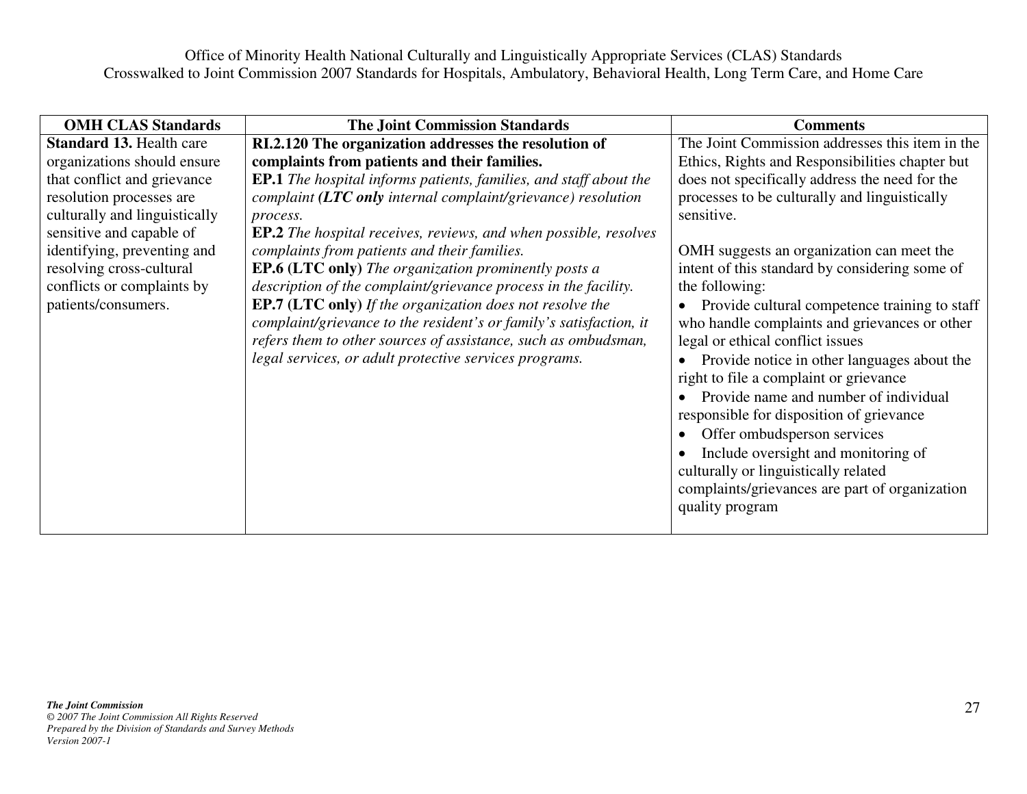| OMH CLAS Standards | The Joint Commission Standards | Comments |
|---|---|---|
| **Standard 13.** Health care organizations should ensure that conflict and grievance resolution processes are culturally and linguistically sensitive and capable of identifying, preventing and resolving cross-cultural conflicts or complaints by patients/consumers. | **RI.2.120 The organization addresses the resolution of complaints from patients and their families.**<br>**EP.1** *The hospital informs patients, families, and staff about the complaint **(LTC only** internal complaint/grievance) resolution process.*<br>**EP.2** *The hospital receives, reviews, and when possible, resolves complaints from patients and their families.*<br>**EP.6 (LTC only)** *The organization prominently posts a description of the complaint/grievance process in the facility.*<br>**EP.7 (LTC only)** *If the organization does not resolve the complaint/grievance to the resident's or family's satisfaction, it refers them to other sources of assistance, such as ombudsman, legal services, or adult protective services programs.* | The Joint Commission addresses this item in the Ethics, Rights and Responsibilities chapter but does not specifically address the need for the processes to be culturally and linguistically sensitive.<br><br>OMH suggests an organization can meet the intent of this standard by considering some of the following:<br>• Provide cultural competence training to staff who handle complaints and grievances or other legal or ethical conflict issues<br>• Provide notice in other languages about the right to file a complaint or grievance<br>• Provide name and number of individual responsible for disposition of grievance<br>• Offer ombudsperson services<br>• Include oversight and monitoring of culturally or linguistically related complaints/grievances are part of organization quality program |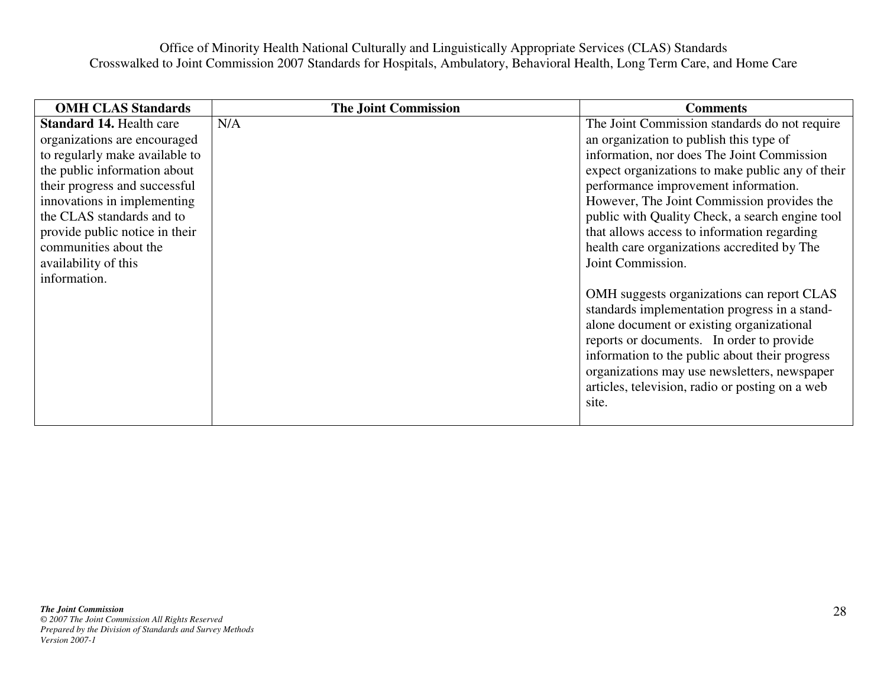| OMH CLAS Standards | The Joint Commission | Comments |
|---|---|---|
| **Standard 14.** Health care organizations are encouraged to regularly make available to the public information about their progress and successful innovations in implementing the CLAS standards and to provide public notice in their communities about the availability of this information. | N/A | The Joint Commission standards do not require an organization to publish this type of information, nor does The Joint Commission expect organizations to make public any of their performance improvement information. However, The Joint Commission provides the public with Quality Check, a search engine tool that allows access to information regarding health care organizations accredited by The Joint Commission.<br><br>OMH suggests organizations can report CLAS standards implementation progress in a stand-alone document or existing organizational reports or documents. In order to provide information to the public about their progress organizations may use newsletters, newspaper articles, television, radio or posting on a web site. |